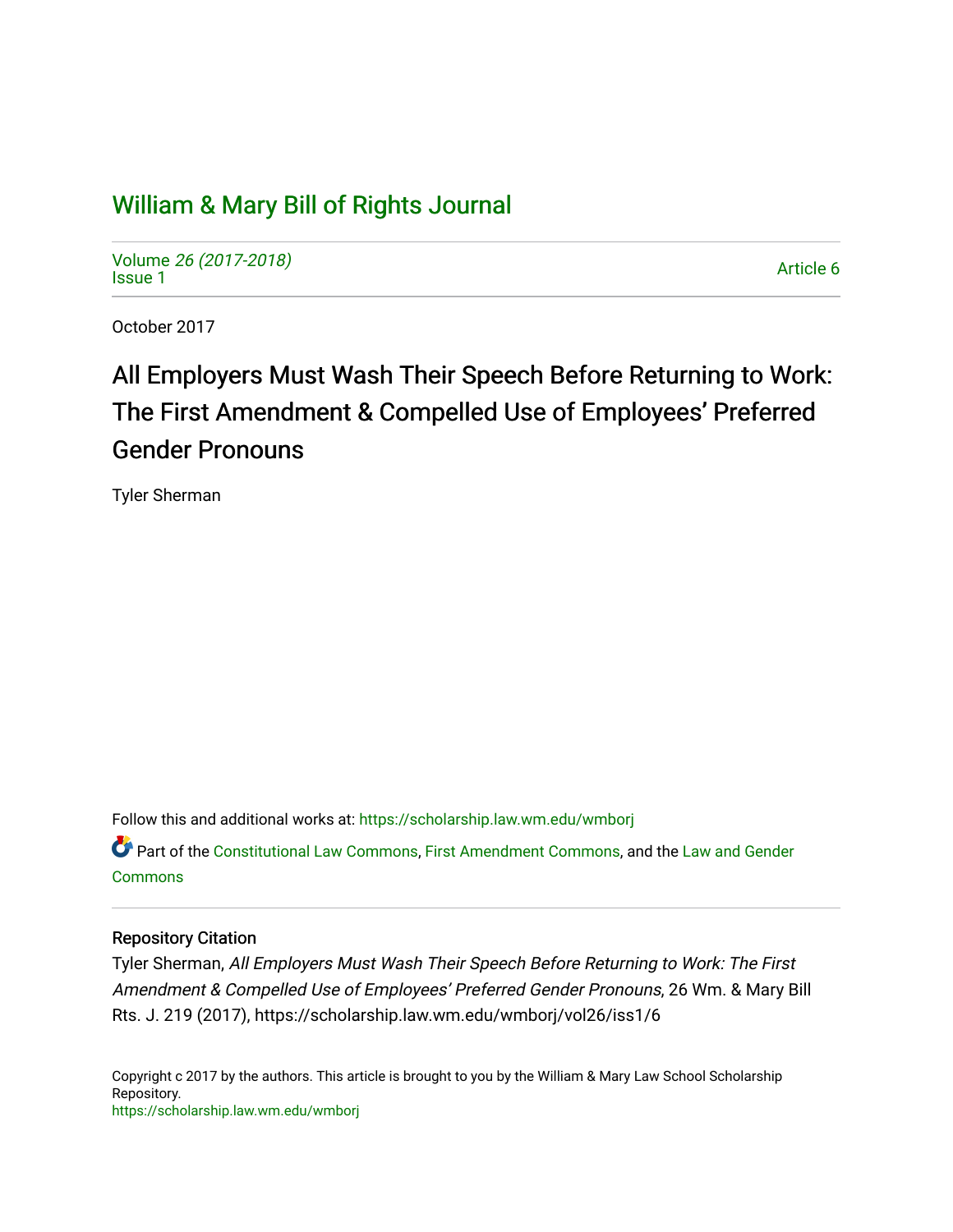# William & Mary Bill of Rights Journal

Volume 26 (2017-2018)
Issue 1

Article 6

October 2017

## All Employers Must Wash Their Speech Before Returning to Work: The First Amendment & Compelled Use of Employees' Preferred Gender Pronouns

Tyler Sherman

Follow this and additional works at: https://scholarship.law.wm.edu/wmborj

Part of the Constitutional Law Commons, First Amendment Commons, and the Law and Gender Commons

### Repository Citation

Tyler Sherman, *All Employers Must Wash Their Speech Before Returning to Work: The First Amendment & Compelled Use of Employees' Preferred Gender Pronouns*, 26 Wm. & Mary Bill Rts. J. 219 (2017), https://scholarship.law.wm.edu/wmborj/vol26/iss1/6

Copyright c 2017 by the authors. This article is brought to you by the William & Mary Law School Scholarship Repository.
https://scholarship.law.wm.edu/wmborj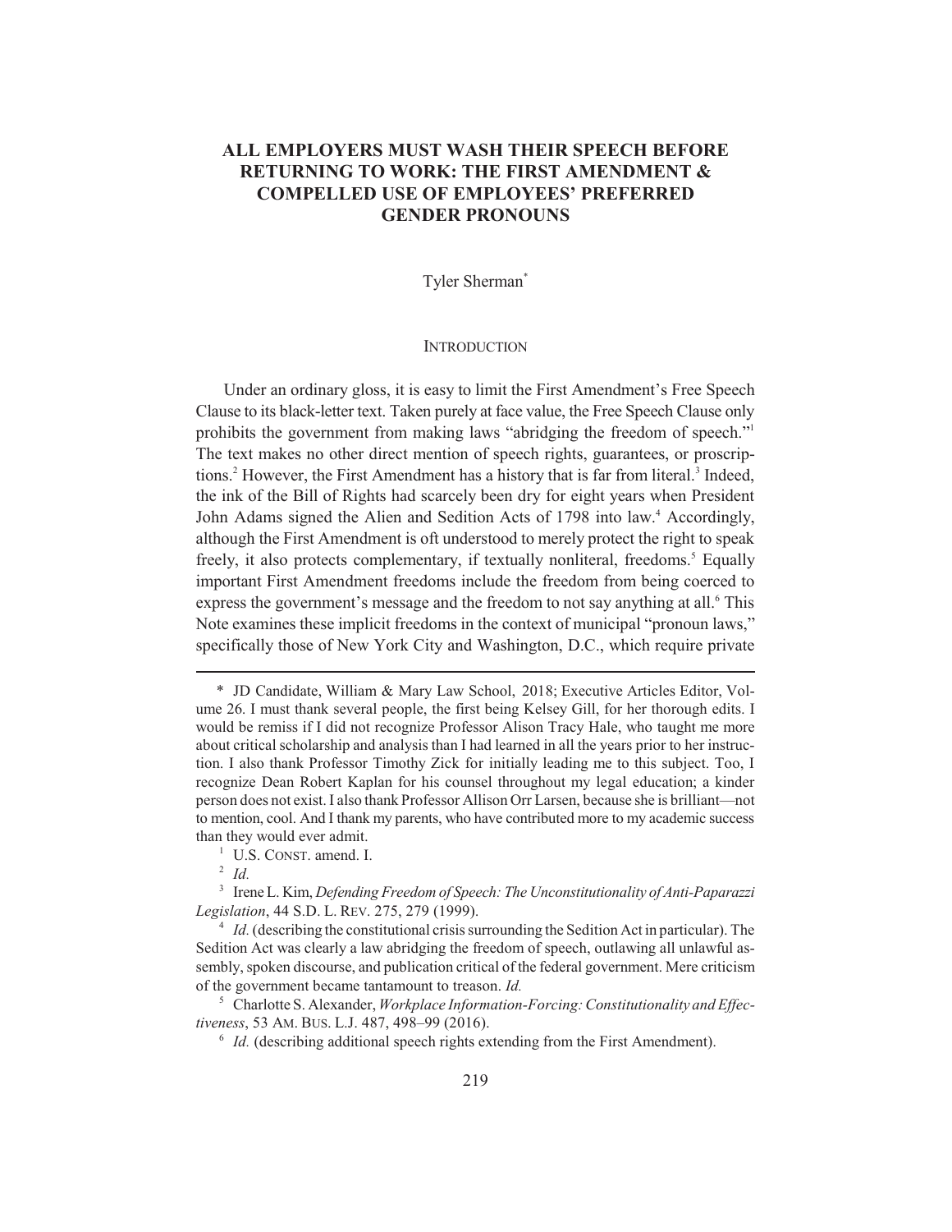# ALL EMPLOYERS MUST WASH THEIR SPEECH BEFORE RETURNING TO WORK: THE FIRST AMENDMENT & COMPELLED USE OF EMPLOYEES' PREFERRED GENDER PRONOUNS

Tyler Sherman*

## INTRODUCTION

Under an ordinary gloss, it is easy to limit the First Amendment's Free Speech Clause to its black-letter text. Taken purely at face value, the Free Speech Clause only prohibits the government from making laws "abridging the freedom of speech."[1] The text makes no other direct mention of speech rights, guarantees, or proscriptions.[2] However, the First Amendment has a history that is far from literal.[3] Indeed, the ink of the Bill of Rights had scarcely been dry for eight years when President John Adams signed the Alien and Sedition Acts of 1798 into law.[4] Accordingly, although the First Amendment is oft understood to merely protect the right to speak freely, it also protects complementary, if textually nonliteral, freedoms.[5] Equally important First Amendment freedoms include the freedom from being coerced to express the government's message and the freedom to not say anything at all.[6] This Note examines these implicit freedoms in the context of municipal "pronoun laws," specifically those of New York City and Washington, D.C., which require private

---

\* JD Candidate, William & Mary Law School, 2018; Executive Articles Editor, Volume 26. I must thank several people, the first being Kelsey Gill, for her thorough edits. I would be remiss if I did not recognize Professor Alison Tracy Hale, who taught me more about critical scholarship and analysis than I had learned in all the years prior to her instruction. I also thank Professor Timothy Zick for initially leading me to this subject. Too, I recognize Dean Robert Kaplan for his counsel throughout my legal education; a kinder person does not exist. I also thank Professor Allison Orr Larsen, because she is brilliant—not to mention, cool. And I thank my parents, who have contributed more to my academic success than they would ever admit.

[1] U.S. CONST. amend. I.

[2] *Id.*

[3] Irene L. Kim, *Defending Freedom of Speech: The Unconstitutionality of Anti-Paparazzi Legislation*, 44 S.D. L. REV. 275, 279 (1999).

[4] *Id.* (describing the constitutional crisis surrounding the Sedition Act in particular). The Sedition Act was clearly a law abridging the freedom of speech, outlawing all unlawful assembly, spoken discourse, and publication critical of the federal government. Mere criticism of the government became tantamount to treason. *Id.*

[5] Charlotte S. Alexander, *Workplace Information-Forcing: Constitutionality and Effectiveness*, 53 AM. BUS. L.J. 487, 498–99 (2016).

[6] *Id.* (describing additional speech rights extending from the First Amendment).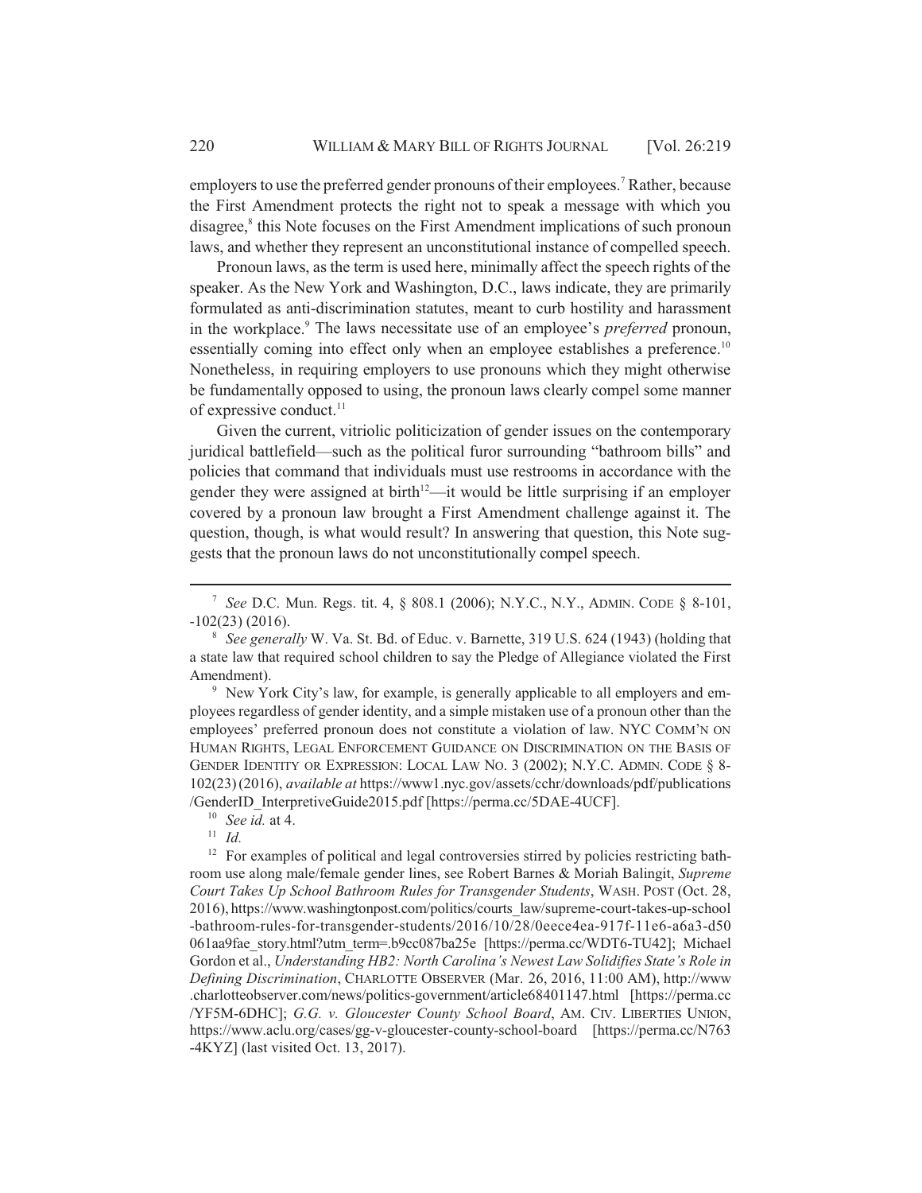employers to use the preferred gender pronouns of their employees.[7] Rather, because the First Amendment protects the right not to speak a message with which you disagree,[8] this Note focuses on the First Amendment implications of such pronoun laws, and whether they represent an unconstitutional instance of compelled speech.

Pronoun laws, as the term is used here, minimally affect the speech rights of the speaker. As the New York and Washington, D.C., laws indicate, they are primarily formulated as anti-discrimination statutes, meant to curb hostility and harassment in the workplace.[9] The laws necessitate use of an employee's *preferred* pronoun, essentially coming into effect only when an employee establishes a preference.[10] Nonetheless, in requiring employers to use pronouns which they might otherwise be fundamentally opposed to using, the pronoun laws clearly compel some manner of expressive conduct.[11]

Given the current, vitriolic politicization of gender issues on the contemporary juridical battlefield—such as the political furor surrounding "bathroom bills" and policies that command that individuals must use restrooms in accordance with the gender they were assigned at birth[12]—it would be little surprising if an employer covered by a pronoun law brought a First Amendment challenge against it. The question, though, is what would result? In answering that question, this Note suggests that the pronoun laws do not unconstitutionally compel speech.

---

[7] *See* D.C. Mun. Regs. tit. 4, § 808.1 (2006); N.Y.C., N.Y., ADMIN. CODE § 8-101, -102(23) (2016).

[8] *See generally* W. Va. St. Bd. of Educ. v. Barnette, 319 U.S. 624 (1943) (holding that a state law that required school children to say the Pledge of Allegiance violated the First Amendment).

[9] New York City's law, for example, is generally applicable to all employers and employees regardless of gender identity, and a simple mistaken use of a pronoun other than the employees' preferred pronoun does not constitute a violation of law. NYC COMM'N ON HUMAN RIGHTS, LEGAL ENFORCEMENT GUIDANCE ON DISCRIMINATION ON THE BASIS OF GENDER IDENTITY OR EXPRESSION: LOCAL LAW NO. 3 (2002); N.Y.C. ADMIN. CODE § 8-102(23) (2016), *available at* https://www1.nyc.gov/assets/cchr/downloads/pdf/publications/GenderID_InterpretiveGuide2015.pdf [https://perma.cc/5DAE-4UCF].

[10] *See id.* at 4.

[11] *Id.*

[12] For examples of political and legal controversies stirred by policies restricting bathroom use along male/female gender lines, see Robert Barnes & Moriah Balingit, *Supreme Court Takes Up School Bathroom Rules for Transgender Students*, WASH. POST (Oct. 28, 2016), https://www.washingtonpost.com/politics/courts_law/supreme-court-takes-up-school-bathroom-rules-for-transgender-students/2016/10/28/0eece4ea-917f-11e6-a6a3-d50061aa9fae_story.html?utm_term=.b9cc087ba25e [https://perma.cc/WDT6-TU42]; Michael Gordon et al., *Understanding HB2: North Carolina's Newest Law Solidifies State's Role in Defining Discrimination*, CHARLOTTE OBSERVER (Mar. 26, 2016, 11:00 AM), http://www.charlotteobserver.com/news/politics-government/article68401147.html [https://perma.cc/YF5M-6DHC]; *G.G. v. Gloucester County School Board*, AM. CIV. LIBERTIES UNION, https://www.aclu.org/cases/gg-v-gloucester-county-school-board [https://perma.cc/N763-4KYZ] (last visited Oct. 13, 2017).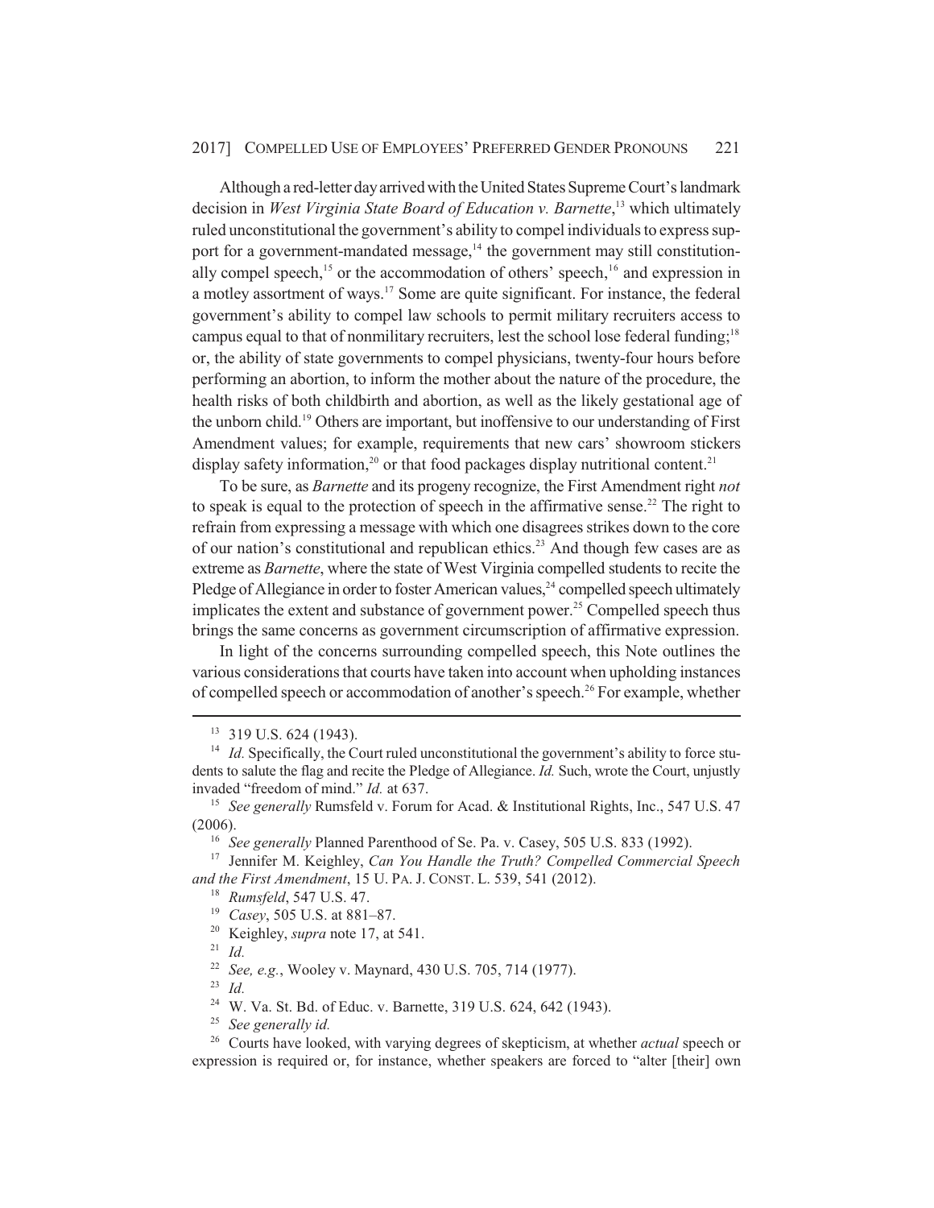Although a red-letter day arrived with the United States Supreme Court's landmark decision in *West Virginia State Board of Education v. Barnette*,[13] which ultimately ruled unconstitutional the government's ability to compel individuals to express support for a government-mandated message,[14] the government may still constitutionally compel speech,[15] or the accommodation of others' speech,[16] and expression in a motley assortment of ways.[17] Some are quite significant. For instance, the federal government's ability to compel law schools to permit military recruiters access to campus equal to that of nonmilitary recruiters, lest the school lose federal funding;[18] or, the ability of state governments to compel physicians, twenty-four hours before performing an abortion, to inform the mother about the nature of the procedure, the health risks of both childbirth and abortion, as well as the likely gestational age of the unborn child.[19] Others are important, but inoffensive to our understanding of First Amendment values; for example, requirements that new cars' showroom stickers display safety information,[20] or that food packages display nutritional content.[21]

To be sure, as *Barnette* and its progeny recognize, the First Amendment right *not* to speak is equal to the protection of speech in the affirmative sense.[22] The right to refrain from expressing a message with which one disagrees strikes down to the core of our nation's constitutional and republican ethics.[23] And though few cases are as extreme as *Barnette*, where the state of West Virginia compelled students to recite the Pledge of Allegiance in order to foster American values,[24] compelled speech ultimately implicates the extent and substance of government power.[25] Compelled speech thus brings the same concerns as government circumscription of affirmative expression.

In light of the concerns surrounding compelled speech, this Note outlines the various considerations that courts have taken into account when upholding instances of compelled speech or accommodation of another's speech.[26] For example, whether

---

[13] 319 U.S. 624 (1943).

[14] *Id.* Specifically, the Court ruled unconstitutional the government's ability to force students to salute the flag and recite the Pledge of Allegiance. *Id.* Such, wrote the Court, unjustly invaded "freedom of mind." *Id.* at 637.

[15] *See generally* Rumsfeld v. Forum for Acad. & Institutional Rights, Inc., 547 U.S. 47 (2006).

[16] *See generally* Planned Parenthood of Se. Pa. v. Casey, 505 U.S. 833 (1992).

[17] Jennifer M. Keighley, *Can You Handle the Truth? Compelled Commercial Speech and the First Amendment*, 15 U. PA. J. CONST. L. 539, 541 (2012).

[18] *Rumsfeld*, 547 U.S. 47.

[19] *Casey*, 505 U.S. at 881–87.

[20] Keighley, *supra* note 17, at 541.

[21] *Id.*

[22] *See, e.g.*, Wooley v. Maynard, 430 U.S. 705, 714 (1977).

[23] *Id.*

[24] W. Va. St. Bd. of Educ. v. Barnette, 319 U.S. 624, 642 (1943).

[25] *See generally id.*

[26] Courts have looked, with varying degrees of skepticism, at whether *actual* speech or expression is required or, for instance, whether speakers are forced to "alter [their] own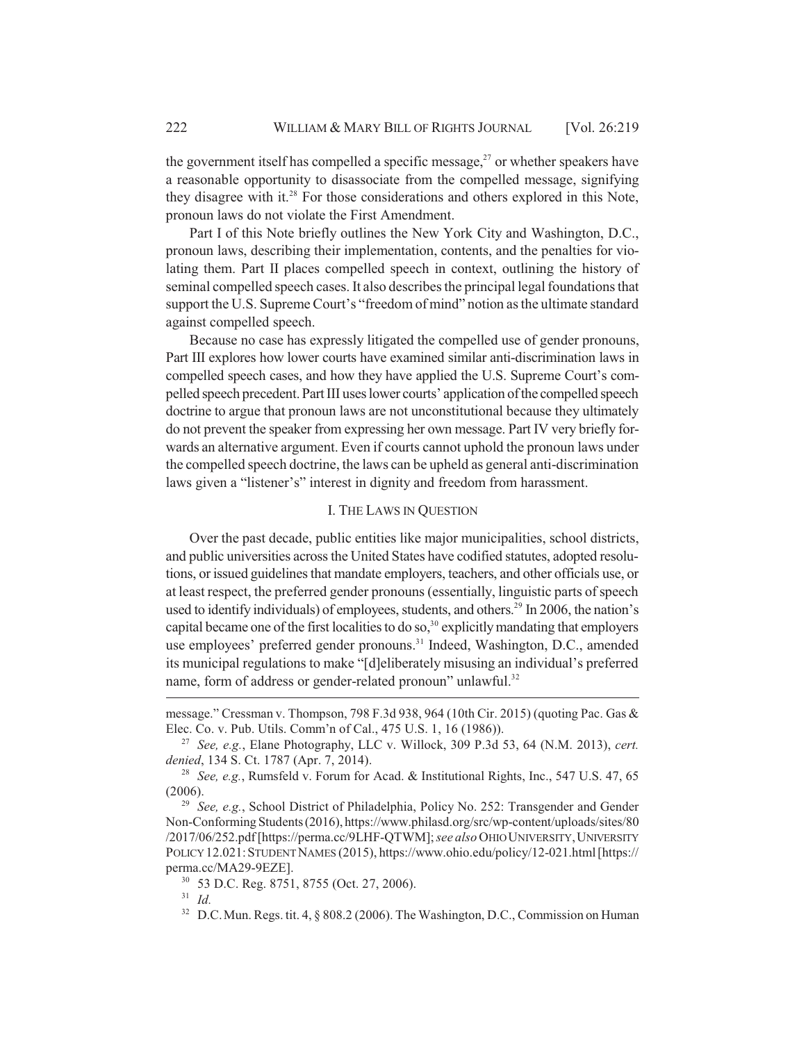the government itself has compelled a specific message,[27] or whether speakers have a reasonable opportunity to disassociate from the compelled message, signifying they disagree with it.[28] For those considerations and others explored in this Note, pronoun laws do not violate the First Amendment.

Part I of this Note briefly outlines the New York City and Washington, D.C., pronoun laws, describing their implementation, contents, and the penalties for violating them. Part II places compelled speech in context, outlining the history of seminal compelled speech cases. It also describes the principal legal foundations that support the U.S. Supreme Court's "freedom of mind" notion as the ultimate standard against compelled speech.

Because no case has expressly litigated the compelled use of gender pronouns, Part III explores how lower courts have examined similar anti-discrimination laws in compelled speech cases, and how they have applied the U.S. Supreme Court's compelled speech precedent. Part III uses lower courts' application of the compelled speech doctrine to argue that pronoun laws are not unconstitutional because they ultimately do not prevent the speaker from expressing her own message. Part IV very briefly forwards an alternative argument. Even if courts cannot uphold the pronoun laws under the compelled speech doctrine, the laws can be upheld as general anti-discrimination laws given a "listener's" interest in dignity and freedom from harassment.

## I. THE LAWS IN QUESTION

Over the past decade, public entities like major municipalities, school districts, and public universities across the United States have codified statutes, adopted resolutions, or issued guidelines that mandate employers, teachers, and other officials use, or at least respect, the preferred gender pronouns (essentially, linguistic parts of speech used to identify individuals) of employees, students, and others.[29] In 2006, the nation's capital became one of the first localities to do so,[30] explicitly mandating that employers use employees' preferred gender pronouns.[31] Indeed, Washington, D.C., amended its municipal regulations to make "[d]eliberately misusing an individual's preferred name, form of address or gender-related pronoun" unlawful.[32]

---

message." Cressman v. Thompson, 798 F.3d 938, 964 (10th Cir. 2015) (quoting Pac. Gas & Elec. Co. v. Pub. Utils. Comm'n of Cal., 475 U.S. 1, 16 (1986)).

[27] *See, e.g.*, Elane Photography, LLC v. Willock, 309 P.3d 53, 64 (N.M. 2013), *cert. denied*, 134 S. Ct. 1787 (Apr. 7, 2014).

[28] *See, e.g.*, Rumsfeld v. Forum for Acad. & Institutional Rights, Inc., 547 U.S. 47, 65 (2006).

[29] *See, e.g.*, School District of Philadelphia, Policy No. 252: Transgender and Gender Non-Conforming Students (2016), https://www.philasd.org/src/wp-content/uploads/sites/80/2017/06/252.pdf [https://perma.cc/9LHF-QTWM]; *see also* OHIO UNIVERSITY, UNIVERSITY POLICY 12.021: STUDENT NAMES (2015), https://www.ohio.edu/policy/12-021.html [https://perma.cc/MA29-9EZE].

[30] 53 D.C. Reg. 8751, 8755 (Oct. 27, 2006).

[31] *Id.*

[32] D.C. Mun. Regs. tit. 4, § 808.2 (2006). The Washington, D.C., Commission on Human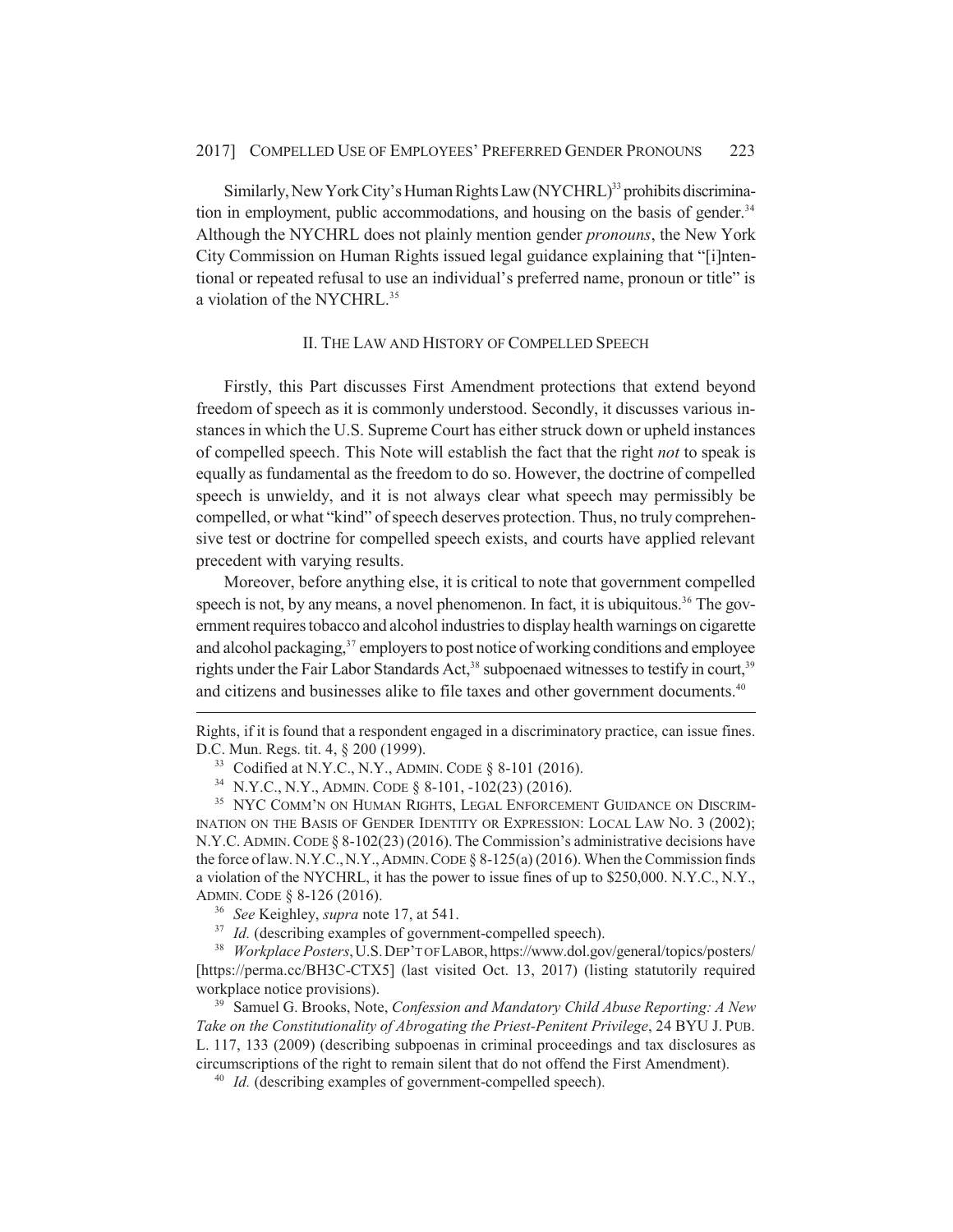Similarly, New York City's Human Rights Law (NYCHRL)[33] prohibits discrimination in employment, public accommodations, and housing on the basis of gender.[34] Although the NYCHRL does not plainly mention gender *pronouns*, the New York City Commission on Human Rights issued legal guidance explaining that "[i]ntentional or repeated refusal to use an individual's preferred name, pronoun or title" is a violation of the NYCHRL.[35]

## II. The Law and History of Compelled Speech

Firstly, this Part discusses First Amendment protections that extend beyond freedom of speech as it is commonly understood. Secondly, it discusses various instances in which the U.S. Supreme Court has either struck down or upheld instances of compelled speech. This Note will establish the fact that the right *not* to speak is equally as fundamental as the freedom to do so. However, the doctrine of compelled speech is unwieldy, and it is not always clear what speech may permissibly be compelled, or what "kind" of speech deserves protection. Thus, no truly comprehensive test or doctrine for compelled speech exists, and courts have applied relevant precedent with varying results.

Moreover, before anything else, it is critical to note that government compelled speech is not, by any means, a novel phenomenon. In fact, it is ubiquitous.[36] The government requires tobacco and alcohol industries to display health warnings on cigarette and alcohol packaging,[37] employers to post notice of working conditions and employee rights under the Fair Labor Standards Act,[38] subpoenaed witnesses to testify in court,[39] and citizens and businesses alike to file taxes and other government documents.[40]

---

Rights, if it is found that a respondent engaged in a discriminatory practice, can issue fines. D.C. Mun. Regs. tit. 4, § 200 (1999).

[33] Codified at N.Y.C., N.Y., Admin. Code § 8-101 (2016).

[34] N.Y.C., N.Y., Admin. Code § 8-101, -102(23) (2016).

[35] NYC Comm'n on Human Rights, Legal Enforcement Guidance on Discrimination on the Basis of Gender Identity or Expression: Local Law No. 3 (2002); N.Y.C. Admin. Code § 8-102(23) (2016). The Commission's administrative decisions have the force of law. N.Y.C., N.Y., Admin. Code § 8-125(a) (2016). When the Commission finds a violation of the NYCHRL, it has the power to issue fines of up to $250,000. N.Y.C., N.Y., Admin. Code § 8-126 (2016).

[36] *See* Keighley, *supra* note 17, at 541.

[37] *Id.* (describing examples of government-compelled speech).

[38] *Workplace Posters*, U.S. Dep't of Labor, https://www.dol.gov/general/topics/posters/ [https://perma.cc/BH3C-CTX5] (last visited Oct. 13, 2017) (listing statutorily required workplace notice provisions).

[39] Samuel G. Brooks, Note, *Confession and Mandatory Child Abuse Reporting: A New Take on the Constitutionality of Abrogating the Priest-Penitent Privilege*, 24 BYU J. Pub. L. 117, 133 (2009) (describing subpoenas in criminal proceedings and tax disclosures as circumscriptions of the right to remain silent that do not offend the First Amendment).

[40] *Id.* (describing examples of government-compelled speech).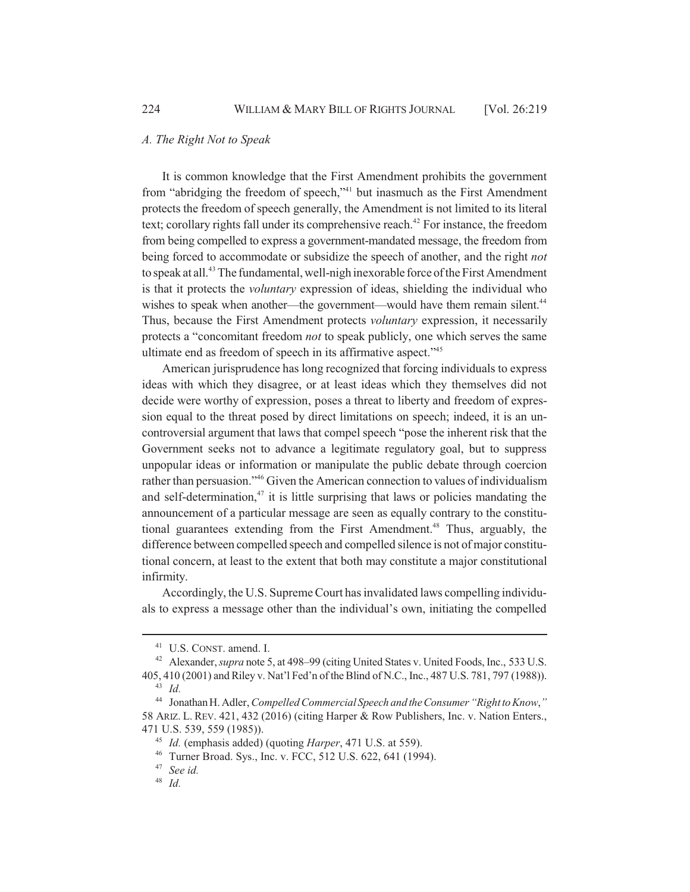### *A. The Right Not to Speak*

It is common knowledge that the First Amendment prohibits the government from "abridging the freedom of speech,"[41] but inasmuch as the First Amendment protects the freedom of speech generally, the Amendment is not limited to its literal text; corollary rights fall under its comprehensive reach.[42] For instance, the freedom from being compelled to express a government-mandated message, the freedom from being forced to accommodate or subsidize the speech of another, and the right *not* to speak at all.[43] The fundamental, well-nigh inexorable force of the First Amendment is that it protects the *voluntary* expression of ideas, shielding the individual who wishes to speak when another—the government—would have them remain silent.[44] Thus, because the First Amendment protects *voluntary* expression, it necessarily protects a "concomitant freedom *not* to speak publicly, one which serves the same ultimate end as freedom of speech in its affirmative aspect."[45]

American jurisprudence has long recognized that forcing individuals to express ideas with which they disagree, or at least ideas which they themselves did not decide were worthy of expression, poses a threat to liberty and freedom of expression equal to the threat posed by direct limitations on speech; indeed, it is an uncontroversial argument that laws that compel speech "pose the inherent risk that the Government seeks not to advance a legitimate regulatory goal, but to suppress unpopular ideas or information or manipulate the public debate through coercion rather than persuasion."[46] Given the American connection to values of individualism and self-determination,[47] it is little surprising that laws or policies mandating the announcement of a particular message are seen as equally contrary to the constitutional guarantees extending from the First Amendment.[48] Thus, arguably, the difference between compelled speech and compelled silence is not of major constitutional concern, at least to the extent that both may constitute a major constitutional infirmity.

Accordingly, the U.S. Supreme Court has invalidated laws compelling individuals to express a message other than the individual's own, initiating the compelled

---

[41] U.S. CONST. amend. I.

[42] Alexander, *supra* note 5, at 498–99 (citing United States v. United Foods, Inc., 533 U.S. 405, 410 (2001) and Riley v. Nat'l Fed'n of the Blind of N.C., Inc., 487 U.S. 781, 797 (1988)).

[43] *Id.*

[44] Jonathan H. Adler, *Compelled Commercial Speech and the Consumer "Right to Know*,*"* 58 ARIZ. L. REV. 421, 432 (2016) (citing Harper & Row Publishers, Inc. v. Nation Enters., 471 U.S. 539, 559 (1985)).

[45] *Id.* (emphasis added) (quoting *Harper*, 471 U.S. at 559).

[46] Turner Broad. Sys., Inc. v. FCC, 512 U.S. 622, 641 (1994).

[47] *See id.*

[48] *Id.*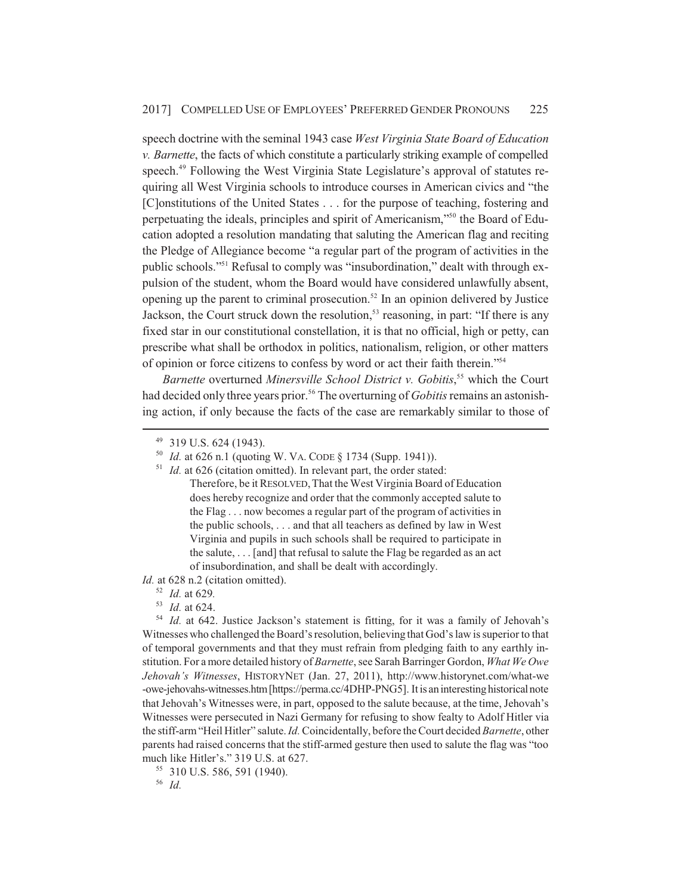speech doctrine with the seminal 1943 case *West Virginia State Board of Education v. Barnette*, the facts of which constitute a particularly striking example of compelled speech.[49] Following the West Virginia State Legislature's approval of statutes requiring all West Virginia schools to introduce courses in American civics and "the [C]onstitutions of the United States . . . for the purpose of teaching, fostering and perpetuating the ideals, principles and spirit of Americanism,"[50] the Board of Education adopted a resolution mandating that saluting the American flag and reciting the Pledge of Allegiance become "a regular part of the program of activities in the public schools."[51] Refusal to comply was "insubordination," dealt with through expulsion of the student, whom the Board would have considered unlawfully absent, opening up the parent to criminal prosecution.[52] In an opinion delivered by Justice Jackson, the Court struck down the resolution,[53] reasoning, in part: "If there is any fixed star in our constitutional constellation, it is that no official, high or petty, can prescribe what shall be orthodox in politics, nationalism, religion, or other matters of opinion or force citizens to confess by word or act their faith therein."[54]

*Barnette* overturned *Minersville School District v. Gobitis*,[55] which the Court had decided only three years prior.[56] The overturning of *Gobitis* remains an astonishing action, if only because the facts of the case are remarkably similar to those of

---

[49] 319 U.S. 624 (1943).

[50] *Id.* at 626 n.1 (quoting W. VA. CODE § 1734 (Supp. 1941)).

[51] *Id.* at 626 (citation omitted). In relevant part, the order stated:

> Therefore, be it RESOLVED, That the West Virginia Board of Education does hereby recognize and order that the commonly accepted salute to the Flag . . . now becomes a regular part of the program of activities in the public schools, . . . and that all teachers as defined by law in West Virginia and pupils in such schools shall be required to participate in the salute, . . . [and] that refusal to salute the Flag be regarded as an act of insubordination, and shall be dealt with accordingly.

*Id.* at 628 n.2 (citation omitted).

[52] *Id.* at 629.

[53] *Id.* at 624.

[54] *Id.* at 642. Justice Jackson's statement is fitting, for it was a family of Jehovah's Witnesses who challenged the Board's resolution, believing that God's law is superior to that of temporal governments and that they must refrain from pledging faith to any earthly institution. For a more detailed history of *Barnette*, see Sarah Barringer Gordon, *What We Owe Jehovah's Witnesses*, HISTORYNET (Jan. 27, 2011), http://www.historynet.com/what-we-owe-jehovahs-witnesses.htm [https://perma.cc/4DHP-PNG5]. It is an interesting historical note that Jehovah's Witnesses were, in part, opposed to the salute because, at the time, Jehovah's Witnesses were persecuted in Nazi Germany for refusing to show fealty to Adolf Hitler via the stiff-arm "Heil Hitler" salute. *Id.* Coincidentally, before the Court decided *Barnette*, other parents had raised concerns that the stiff-armed gesture then used to salute the flag was "too much like Hitler's." 319 U.S. at 627.

[55] 310 U.S. 586, 591 (1940).

[56] *Id.*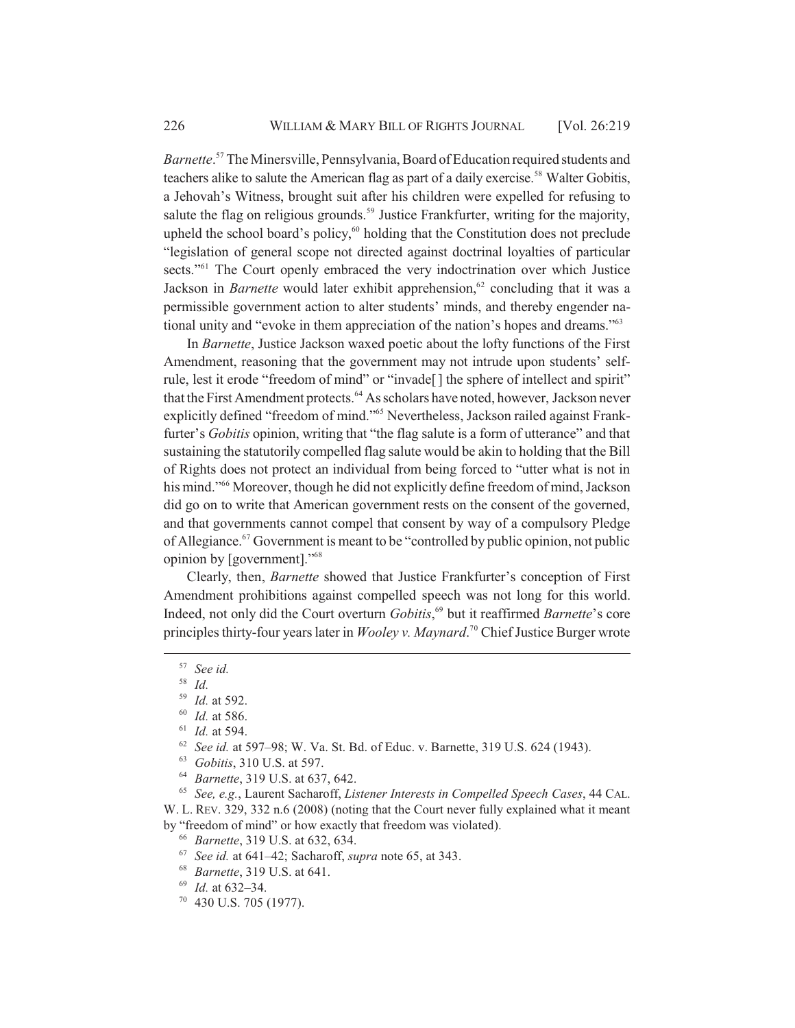*Barnette*.[57] The Minersville, Pennsylvania, Board of Education required students and teachers alike to salute the American flag as part of a daily exercise.[58] Walter Gobitis, a Jehovah's Witness, brought suit after his children were expelled for refusing to salute the flag on religious grounds.[59] Justice Frankfurter, writing for the majority, upheld the school board's policy,[60] holding that the Constitution does not preclude "legislation of general scope not directed against doctrinal loyalties of particular sects."[61] The Court openly embraced the very indoctrination over which Justice Jackson in *Barnette* would later exhibit apprehension,[62] concluding that it was a permissible government action to alter students' minds, and thereby engender national unity and "evoke in them appreciation of the nation's hopes and dreams."[63]

In *Barnette*, Justice Jackson waxed poetic about the lofty functions of the First Amendment, reasoning that the government may not intrude upon students' self-rule, lest it erode "freedom of mind" or "invade[] the sphere of intellect and spirit" that the First Amendment protects.[64] As scholars have noted, however, Jackson never explicitly defined "freedom of mind."[65] Nevertheless, Jackson railed against Frankfurter's *Gobitis* opinion, writing that "the flag salute is a form of utterance" and that sustaining the statutorily compelled flag salute would be akin to holding that the Bill of Rights does not protect an individual from being forced to "utter what is not in his mind."[66] Moreover, though he did not explicitly define freedom of mind, Jackson did go on to write that American government rests on the consent of the governed, and that governments cannot compel that consent by way of a compulsory Pledge of Allegiance.[67] Government is meant to be "controlled by public opinion, not public opinion by [government]."[68]

Clearly, then, *Barnette* showed that Justice Frankfurter's conception of First Amendment prohibitions against compelled speech was not long for this world. Indeed, not only did the Court overturn *Gobitis*,[69] but it reaffirmed *Barnette*'s core principles thirty-four years later in *Wooley v. Maynard*.[70] Chief Justice Burger wrote

---

[57] *See id.*

[58] *Id.*

[59] *Id.* at 592.

[60] *Id.* at 586.

[61] *Id.* at 594.

[62] *See id.* at 597–98; W. Va. St. Bd. of Educ. v. Barnette, 319 U.S. 624 (1943).

[63] *Gobitis*, 310 U.S. at 597.

[64] *Barnette*, 319 U.S. at 637, 642.

[65] *See, e.g.*, Laurent Sacharoff, *Listener Interests in Compelled Speech Cases*, 44 CAL. W. L. REV. 329, 332 n.6 (2008) (noting that the Court never fully explained what it meant by "freedom of mind" or how exactly that freedom was violated).

[66] *Barnette*, 319 U.S. at 632, 634.

[67] *See id.* at 641–42; Sacharoff, *supra* note 65, at 343.

[68] *Barnette*, 319 U.S. at 641.

[69] *Id.* at 632–34.

[70] 430 U.S. 705 (1977).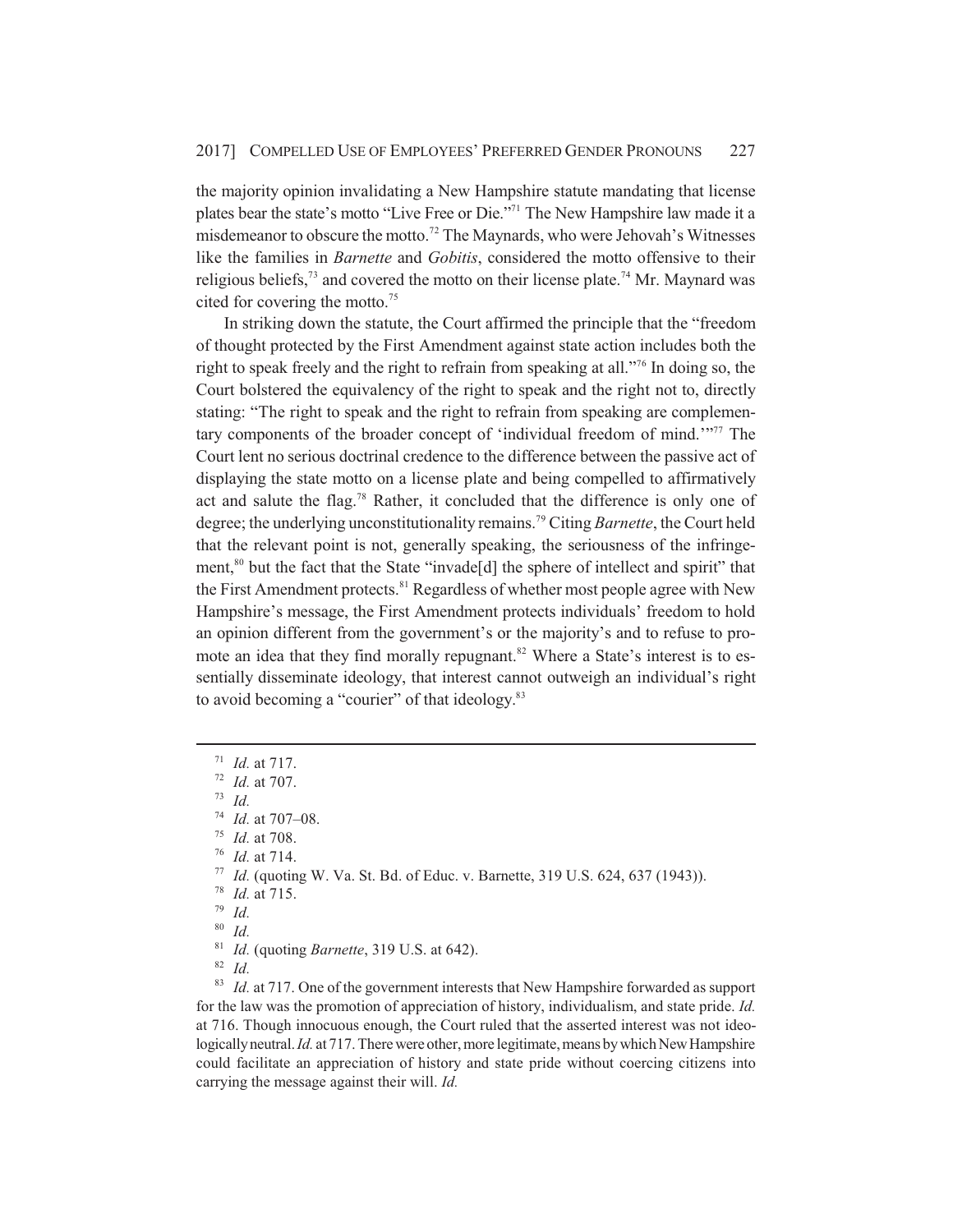the majority opinion invalidating a New Hampshire statute mandating that license plates bear the state's motto "Live Free or Die."[71] The New Hampshire law made it a misdemeanor to obscure the motto.[72] The Maynards, who were Jehovah's Witnesses like the families in *Barnette* and *Gobitis*, considered the motto offensive to their religious beliefs,[73] and covered the motto on their license plate.[74] Mr. Maynard was cited for covering the motto.[75]

In striking down the statute, the Court affirmed the principle that the "freedom of thought protected by the First Amendment against state action includes both the right to speak freely and the right to refrain from speaking at all."[76] In doing so, the Court bolstered the equivalency of the right to speak and the right not to, directly stating: "The right to speak and the right to refrain from speaking are complementary components of the broader concept of 'individual freedom of mind.'"[77] The Court lent no serious doctrinal credence to the difference between the passive act of displaying the state motto on a license plate and being compelled to affirmatively act and salute the flag.[78] Rather, it concluded that the difference is only one of degree; the underlying unconstitutionality remains.[79] Citing *Barnette*, the Court held that the relevant point is not, generally speaking, the seriousness of the infringement,[80] but the fact that the State "invade[d] the sphere of intellect and spirit" that the First Amendment protects.[81] Regardless of whether most people agree with New Hampshire's message, the First Amendment protects individuals' freedom to hold an opinion different from the government's or the majority's and to refuse to promote an idea that they find morally repugnant.[82] Where a State's interest is to essentially disseminate ideology, that interest cannot outweigh an individual's right to avoid becoming a "courier" of that ideology.[83]

---

[71] *Id.* at 717.

[72] *Id.* at 707.

[73] *Id.*

[74] *Id.* at 707–08.

[75] *Id.* at 708.

[76] *Id.* at 714.

[77] *Id.* (quoting W. Va. St. Bd. of Educ. v. Barnette, 319 U.S. 624, 637 (1943)).

[78] *Id.* at 715.

[79] *Id.*

[80] *Id.*

[81] *Id.* (quoting *Barnette*, 319 U.S. at 642).

[82] *Id.*

[83] *Id.* at 717. One of the government interests that New Hampshire forwarded as support for the law was the promotion of appreciation of history, individualism, and state pride. *Id.* at 716. Though innocuous enough, the Court ruled that the asserted interest was not ideologically neutral. *Id.* at 717. There were other, more legitimate, means by which New Hampshire could facilitate an appreciation of history and state pride without coercing citizens into carrying the message against their will. *Id.*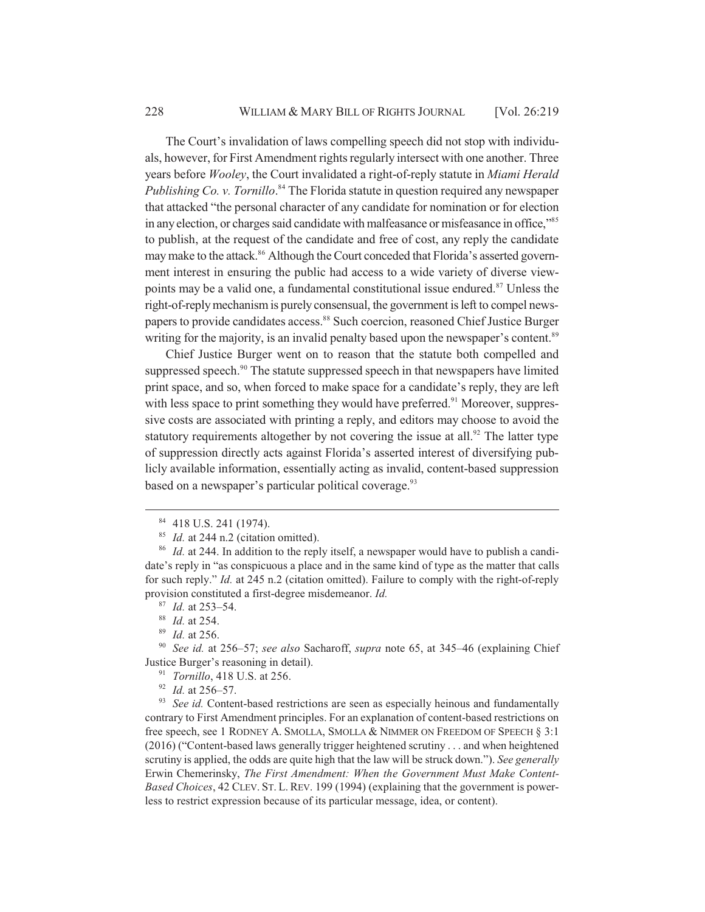The Court's invalidation of laws compelling speech did not stop with individuals, however, for First Amendment rights regularly intersect with one another. Three years before *Wooley*, the Court invalidated a right-of-reply statute in *Miami Herald Publishing Co. v. Tornillo*.[84] The Florida statute in question required any newspaper that attacked "the personal character of any candidate for nomination or for election in any election, or charges said candidate with malfeasance or misfeasance in office,"[85] to publish, at the request of the candidate and free of cost, any reply the candidate may make to the attack.[86] Although the Court conceded that Florida's asserted government interest in ensuring the public had access to a wide variety of diverse viewpoints may be a valid one, a fundamental constitutional issue endured.[87] Unless the right-of-reply mechanism is purely consensual, the government is left to compel newspapers to provide candidates access.[88] Such coercion, reasoned Chief Justice Burger writing for the majority, is an invalid penalty based upon the newspaper's content.[89]

Chief Justice Burger went on to reason that the statute both compelled and suppressed speech.[90] The statute suppressed speech in that newspapers have limited print space, and so, when forced to make space for a candidate's reply, they are left with less space to print something they would have preferred.[91] Moreover, suppressive costs are associated with printing a reply, and editors may choose to avoid the statutory requirements altogether by not covering the issue at all.[92] The latter type of suppression directly acts against Florida's asserted interest of diversifying publicly available information, essentially acting as invalid, content-based suppression based on a newspaper's particular political coverage.[93]

---

[84] 418 U.S. 241 (1974).

[85] *Id.* at 244 n.2 (citation omitted).

[86] *Id.* at 244. In addition to the reply itself, a newspaper would have to publish a candidate's reply in "as conspicuous a place and in the same kind of type as the matter that calls for such reply." *Id.* at 245 n.2 (citation omitted). Failure to comply with the right-of-reply provision constituted a first-degree misdemeanor. *Id.*

[87] *Id.* at 253–54.

[88] *Id.* at 254.

[89] *Id.* at 256.

[90] *See id.* at 256–57; *see also* Sacharoff, *supra* note 65, at 345–46 (explaining Chief Justice Burger's reasoning in detail).

[91] *Tornillo*, 418 U.S. at 256.

[92] *Id.* at 256–57.

[93] *See id.* Content-based restrictions are seen as especially heinous and fundamentally contrary to First Amendment principles. For an explanation of content-based restrictions on free speech, see 1 RODNEY A. SMOLLA, SMOLLA & NIMMER ON FREEDOM OF SPEECH § 3:1 (2016) ("Content-based laws generally trigger heightened scrutiny . . . and when heightened scrutiny is applied, the odds are quite high that the law will be struck down."). *See generally* Erwin Chemerinsky, *The First Amendment: When the Government Must Make Content-Based Choices*, 42 CLEV. ST. L. REV. 199 (1994) (explaining that the government is powerless to restrict expression because of its particular message, idea, or content).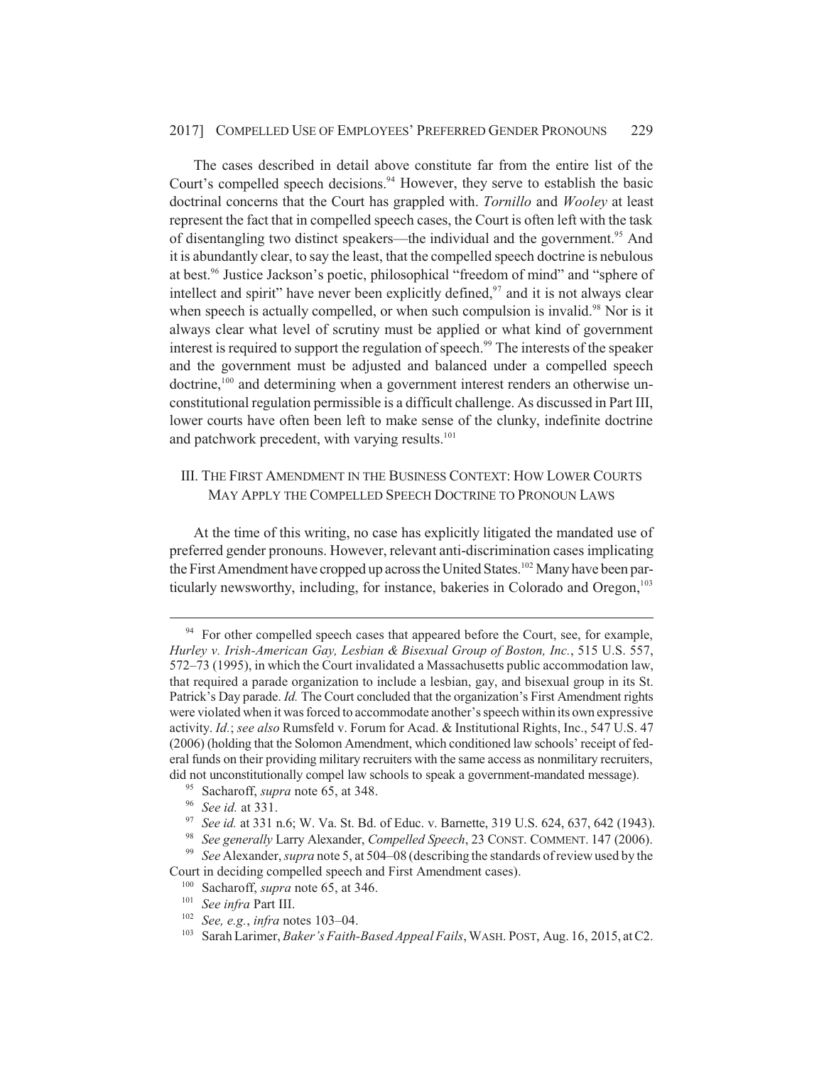The cases described in detail above constitute far from the entire list of the Court's compelled speech decisions.[94] However, they serve to establish the basic doctrinal concerns that the Court has grappled with. *Tornillo* and *Wooley* at least represent the fact that in compelled speech cases, the Court is often left with the task of disentangling two distinct speakers—the individual and the government.[95] And it is abundantly clear, to say the least, that the compelled speech doctrine is nebulous at best.[96] Justice Jackson's poetic, philosophical "freedom of mind" and "sphere of intellect and spirit" have never been explicitly defined,[97] and it is not always clear when speech is actually compelled, or when such compulsion is invalid.[98] Nor is it always clear what level of scrutiny must be applied or what kind of government interest is required to support the regulation of speech.[99] The interests of the speaker and the government must be adjusted and balanced under a compelled speech doctrine,[100] and determining when a government interest renders an otherwise unconstitutional regulation permissible is a difficult challenge. As discussed in Part III, lower courts have often been left to make sense of the clunky, indefinite doctrine and patchwork precedent, with varying results.[101]

## III. The First Amendment in the Business Context: How Lower Courts May Apply the Compelled Speech Doctrine to Pronoun Laws

At the time of this writing, no case has explicitly litigated the mandated use of preferred gender pronouns. However, relevant anti-discrimination cases implicating the First Amendment have cropped up across the United States.[102] Many have been particularly newsworthy, including, for instance, bakeries in Colorado and Oregon,[103]

---

[94] For other compelled speech cases that appeared before the Court, see, for example, *Hurley v. Irish-American Gay, Lesbian & Bisexual Group of Boston, Inc.*, 515 U.S. 557, 572–73 (1995), in which the Court invalidated a Massachusetts public accommodation law, that required a parade organization to include a lesbian, gay, and bisexual group in its St. Patrick's Day parade. *Id.* The Court concluded that the organization's First Amendment rights were violated when it was forced to accommodate another's speech within its own expressive activity. *Id.*; *see also* Rumsfeld v. Forum for Acad. & Institutional Rights, Inc., 547 U.S. 47 (2006) (holding that the Solomon Amendment, which conditioned law schools' receipt of federal funds on their providing military recruiters with the same access as nonmilitary recruiters, did not unconstitutionally compel law schools to speak a government-mandated message).

[95] Sacharoff, *supra* note 65, at 348.

[96] *See id.* at 331.

[97] *See id.* at 331 n.6; W. Va. St. Bd. of Educ. v. Barnette, 319 U.S. 624, 637, 642 (1943).

[98] *See generally* Larry Alexander, *Compelled Speech*, 23 Const. Comment. 147 (2006).

[99] *See* Alexander, *supra* note 5, at 504–08 (describing the standards of review used by the Court in deciding compelled speech and First Amendment cases).

[100] Sacharoff, *supra* note 65, at 346.

[101] *See infra* Part III.

[102] *See, e.g.*, *infra* notes 103–04.

[103] Sarah Larimer, *Baker's Faith-Based Appeal Fails*, Wash. Post, Aug. 16, 2015, at C2.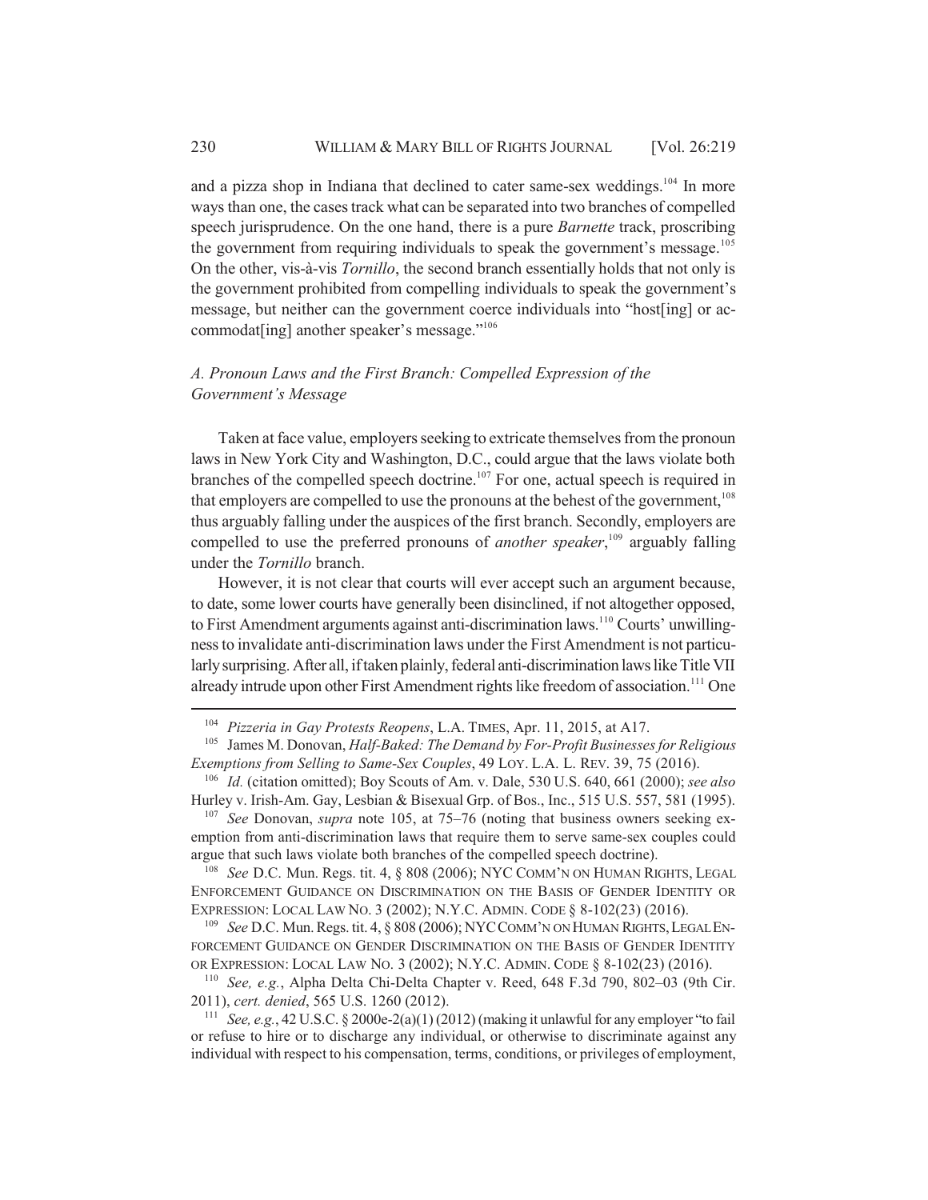and a pizza shop in Indiana that declined to cater same-sex weddings.[104] In more ways than one, the cases track what can be separated into two branches of compelled speech jurisprudence. On the one hand, there is a pure *Barnette* track, proscribing the government from requiring individuals to speak the government's message.[105] On the other, vis-à-vis *Tornillo*, the second branch essentially holds that not only is the government prohibited from compelling individuals to speak the government's message, but neither can the government coerce individuals into "host[ing] or accommodat[ing] another speaker's message."[106]

### *A. Pronoun Laws and the First Branch: Compelled Expression of the Government's Message*

Taken at face value, employers seeking to extricate themselves from the pronoun laws in New York City and Washington, D.C., could argue that the laws violate both branches of the compelled speech doctrine.[107] For one, actual speech is required in that employers are compelled to use the pronouns at the behest of the government,[108] thus arguably falling under the auspices of the first branch. Secondly, employers are compelled to use the preferred pronouns of *another speaker*,[109] arguably falling under the *Tornillo* branch.

However, it is not clear that courts will ever accept such an argument because, to date, some lower courts have generally been disinclined, if not altogether opposed, to First Amendment arguments against anti-discrimination laws.[110] Courts' unwillingness to invalidate anti-discrimination laws under the First Amendment is not particularly surprising. After all, if taken plainly, federal anti-discrimination laws like Title VII already intrude upon other First Amendment rights like freedom of association.[111] One

---

[104] *Pizzeria in Gay Protests Reopens*, L.A. TIMES, Apr. 11, 2015, at A17.

[105] James M. Donovan, *Half-Baked: The Demand by For-Profit Businesses for Religious Exemptions from Selling to Same-Sex Couples*, 49 LOY. L.A. L. REV. 39, 75 (2016).

[106] *Id.* (citation omitted); Boy Scouts of Am. v. Dale, 530 U.S. 640, 661 (2000); *see also* Hurley v. Irish-Am. Gay, Lesbian & Bisexual Grp. of Bos., Inc., 515 U.S. 557, 581 (1995).

[107] *See* Donovan, *supra* note 105, at 75–76 (noting that business owners seeking exemption from anti-discrimination laws that require them to serve same-sex couples could argue that such laws violate both branches of the compelled speech doctrine).

[108] *See* D.C. Mun. Regs. tit. 4, § 808 (2006); NYC COMM'N ON HUMAN RIGHTS, LEGAL ENFORCEMENT GUIDANCE ON DISCRIMINATION ON THE BASIS OF GENDER IDENTITY OR EXPRESSION: LOCAL LAW NO. 3 (2002); N.Y.C. ADMIN. CODE § 8-102(23) (2016).

[109] *See* D.C. Mun. Regs. tit. 4, § 808 (2006); NYC COMM'N ON HUMAN RIGHTS, LEGAL ENFORCEMENT GUIDANCE ON GENDER DISCRIMINATION ON THE BASIS OF GENDER IDENTITY OR EXPRESSION: LOCAL LAW NO. 3 (2002); N.Y.C. ADMIN. CODE § 8-102(23) (2016).

[110] *See, e.g.*, Alpha Delta Chi-Delta Chapter v. Reed, 648 F.3d 790, 802–03 (9th Cir. 2011), *cert. denied*, 565 U.S. 1260 (2012).

[111] *See, e.g.*, 42 U.S.C. § 2000e-2(a)(1) (2012) (making it unlawful for any employer "to fail or refuse to hire or to discharge any individual, or otherwise to discriminate against any individual with respect to his compensation, terms, conditions, or privileges of employment,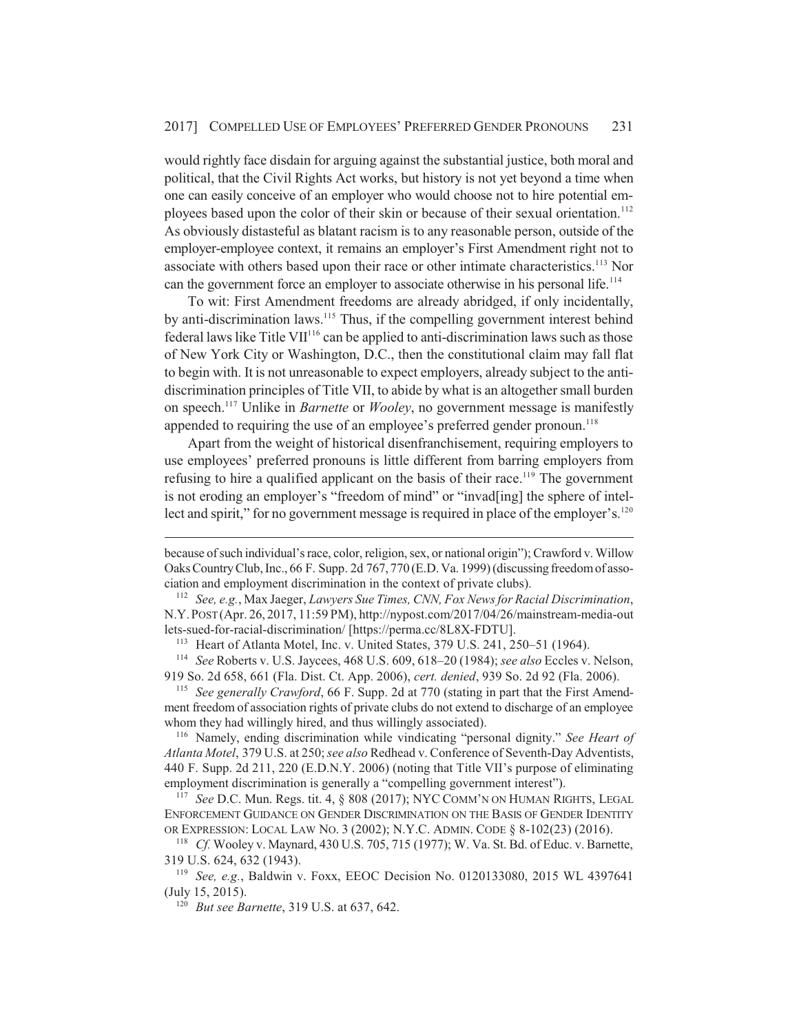would rightly face disdain for arguing against the substantial justice, both moral and political, that the Civil Rights Act works, but history is not yet beyond a time when one can easily conceive of an employer who would choose not to hire potential employees based upon the color of their skin or because of their sexual orientation.[112] As obviously distasteful as blatant racism is to any reasonable person, outside of the employer-employee context, it remains an employer's First Amendment right not to associate with others based upon their race or other intimate characteristics.[113] Nor can the government force an employer to associate otherwise in his personal life.[114]

To wit: First Amendment freedoms are already abridged, if only incidentally, by anti-discrimination laws.[115] Thus, if the compelling government interest behind federal laws like Title VII[116] can be applied to anti-discrimination laws such as those of New York City or Washington, D.C., then the constitutional claim may fall flat to begin with. It is not unreasonable to expect employers, already subject to the anti-discrimination principles of Title VII, to abide by what is an altogether small burden on speech.[117] Unlike in *Barnette* or *Wooley*, no government message is manifestly appended to requiring the use of an employee's preferred gender pronoun.[118]

Apart from the weight of historical disenfranchisement, requiring employers to use employees' preferred pronouns is little different from barring employers from refusing to hire a qualified applicant on the basis of their race.[119] The government is not eroding an employer's "freedom of mind" or "invad[ing] the sphere of intellect and spirit," for no government message is required in place of the employer's.[120]

---

because of such individual's race, color, religion, sex, or national origin"); Crawford v. Willow Oaks Country Club, Inc., 66 F. Supp. 2d 767, 770 (E.D. Va. 1999) (discussing freedom of association and employment discrimination in the context of private clubs).

[112] *See, e.g.*, Max Jaeger, *Lawyers Sue Times, CNN, Fox News for Racial Discrimination*, N.Y. POST (Apr. 26, 2017, 11:59 PM), http://nypost.com/2017/04/26/mainstream-media-outlets-sued-for-racial-discrimination/ [https://perma.cc/8L8X-FDTU].

[113] Heart of Atlanta Motel, Inc. v. United States, 379 U.S. 241, 250–51 (1964).

[114] *See* Roberts v. U.S. Jaycees, 468 U.S. 609, 618–20 (1984); *see also* Eccles v. Nelson, 919 So. 2d 658, 661 (Fla. Dist. Ct. App. 2006), *cert. denied*, 939 So. 2d 92 (Fla. 2006).

[115] *See generally Crawford*, 66 F. Supp. 2d at 770 (stating in part that the First Amendment freedom of association rights of private clubs do not extend to discharge of an employee whom they had willingly hired, and thus willingly associated).

[116] Namely, ending discrimination while vindicating "personal dignity." *See Heart of Atlanta Motel*, 379 U.S. at 250; *see also* Redhead v. Conference of Seventh-Day Adventists, 440 F. Supp. 2d 211, 220 (E.D.N.Y. 2006) (noting that Title VII's purpose of eliminating employment discrimination is generally a "compelling government interest").

[117] *See* D.C. Mun. Regs. tit. 4, § 808 (2017); NYC COMM'N ON HUMAN RIGHTS, LEGAL ENFORCEMENT GUIDANCE ON GENDER DISCRIMINATION ON THE BASIS OF GENDER IDENTITY OR EXPRESSION: LOCAL LAW NO. 3 (2002); N.Y.C. ADMIN. CODE § 8-102(23) (2016).

[118] *Cf.* Wooley v. Maynard, 430 U.S. 705, 715 (1977); W. Va. St. Bd. of Educ. v. Barnette, 319 U.S. 624, 632 (1943).

[119] *See, e.g.*, Baldwin v. Foxx, EEOC Decision No. 0120133080, 2015 WL 4397641 (July 15, 2015).

[120] *But see Barnette*, 319 U.S. at 637, 642.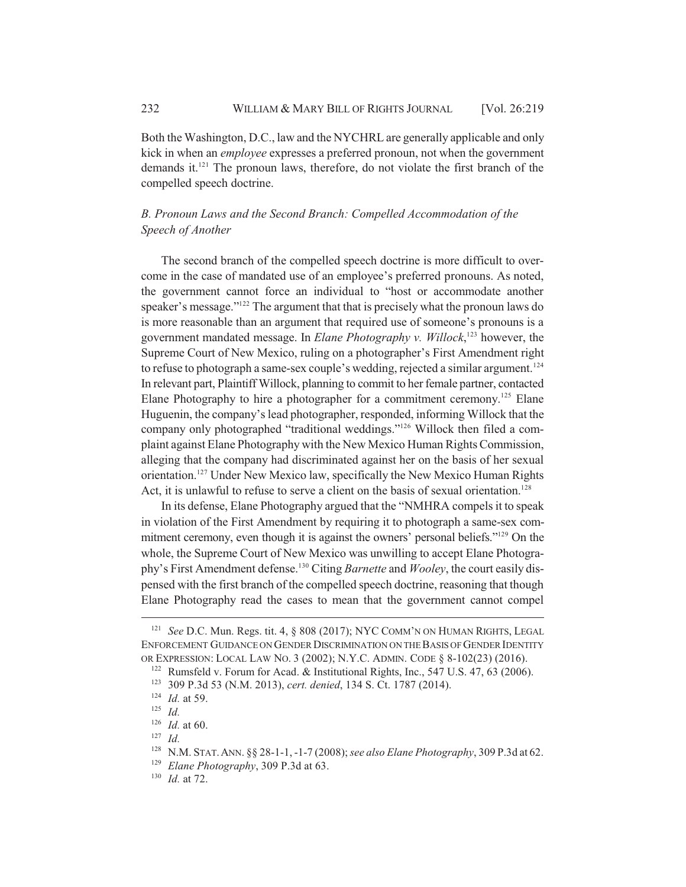Both the Washington, D.C., law and the NYCHRL are generally applicable and only kick in when an *employee* expresses a preferred pronoun, not when the government demands it.[121] The pronoun laws, therefore, do not violate the first branch of the compelled speech doctrine.

### *B. Pronoun Laws and the Second Branch: Compelled Accommodation of the Speech of Another*

The second branch of the compelled speech doctrine is more difficult to overcome in the case of mandated use of an employee's preferred pronouns. As noted, the government cannot force an individual to "host or accommodate another speaker's message."[122] The argument that that is precisely what the pronoun laws do is more reasonable than an argument that required use of someone's pronouns is a government mandated message. In *Elane Photography v. Willock*,[123] however, the Supreme Court of New Mexico, ruling on a photographer's First Amendment right to refuse to photograph a same-sex couple's wedding, rejected a similar argument.[124] In relevant part, Plaintiff Willock, planning to commit to her female partner, contacted Elane Photography to hire a photographer for a commitment ceremony.[125] Elane Huguenin, the company's lead photographer, responded, informing Willock that the company only photographed "traditional weddings."[126] Willock then filed a complaint against Elane Photography with the New Mexico Human Rights Commission, alleging that the company had discriminated against her on the basis of her sexual orientation.[127] Under New Mexico law, specifically the New Mexico Human Rights Act, it is unlawful to refuse to serve a client on the basis of sexual orientation.[128]

In its defense, Elane Photography argued that the "NMHRA compels it to speak in violation of the First Amendment by requiring it to photograph a same-sex commitment ceremony, even though it is against the owners' personal beliefs."[129] On the whole, the Supreme Court of New Mexico was unwilling to accept Elane Photography's First Amendment defense.[130] Citing *Barnette* and *Wooley*, the court easily dispensed with the first branch of the compelled speech doctrine, reasoning that though Elane Photography read the cases to mean that the government cannot compel

---

[121] *See* D.C. Mun. Regs. tit. 4, § 808 (2017); NYC COMM'N ON HUMAN RIGHTS, LEGAL ENFORCEMENT GUIDANCE ON GENDER DISCRIMINATION ON THE BASIS OF GENDER IDENTITY OR EXPRESSION: LOCAL LAW NO. 3 (2002); N.Y.C. ADMIN. CODE § 8-102(23) (2016).

[122] Rumsfeld v. Forum for Acad. & Institutional Rights, Inc., 547 U.S. 47, 63 (2006).

[123] 309 P.3d 53 (N.M. 2013), *cert. denied*, 134 S. Ct. 1787 (2014).

[124] *Id.* at 59.

[125] *Id.*

[126] *Id.* at 60.

[127] *Id.*

[128] N.M. STAT. ANN. §§ 28-1-1, -1-7 (2008); *see also Elane Photography*, 309 P.3d at 62.

[129] *Elane Photography*, 309 P.3d at 63.

[130] *Id.* at 72.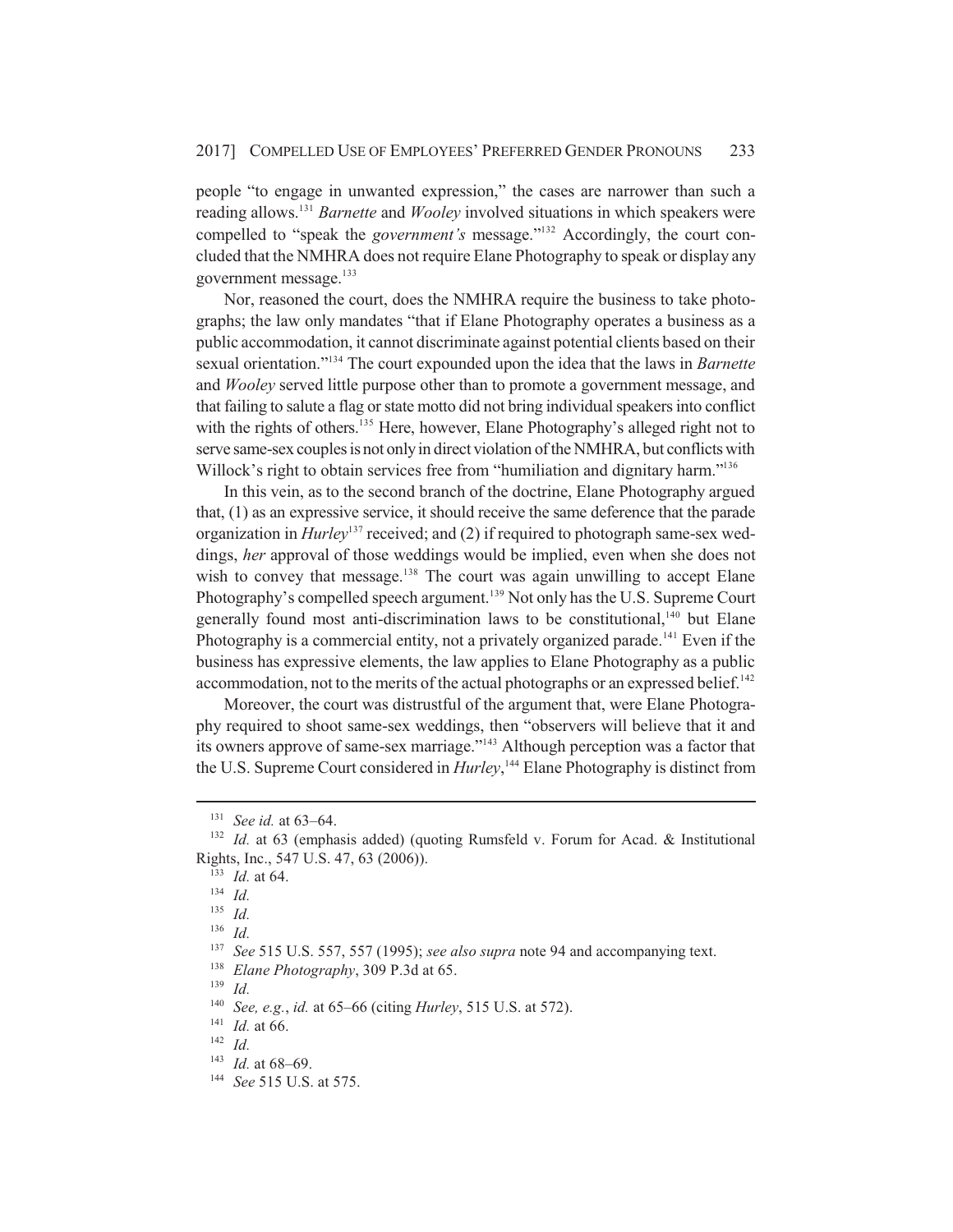people "to engage in unwanted expression," the cases are narrower than such a reading allows.[131] *Barnette* and *Wooley* involved situations in which speakers were compelled to "speak the *government's* message."[132] Accordingly, the court concluded that the NMHRA does not require Elane Photography to speak or display any government message.[133]

Nor, reasoned the court, does the NMHRA require the business to take photographs; the law only mandates "that if Elane Photography operates a business as a public accommodation, it cannot discriminate against potential clients based on their sexual orientation."[134] The court expounded upon the idea that the laws in *Barnette* and *Wooley* served little purpose other than to promote a government message, and that failing to salute a flag or state motto did not bring individual speakers into conflict with the rights of others.[135] Here, however, Elane Photography's alleged right not to serve same-sex couples is not only in direct violation of the NMHRA, but conflicts with Willock's right to obtain services free from "humiliation and dignitary harm."[136]

In this vein, as to the second branch of the doctrine, Elane Photography argued that, (1) as an expressive service, it should receive the same deference that the parade organization in *Hurley*[137] received; and (2) if required to photograph same-sex weddings, *her* approval of those weddings would be implied, even when she does not wish to convey that message.[138] The court was again unwilling to accept Elane Photography's compelled speech argument.[139] Not only has the U.S. Supreme Court generally found most anti-discrimination laws to be constitutional,[140] but Elane Photography is a commercial entity, not a privately organized parade.[141] Even if the business has expressive elements, the law applies to Elane Photography as a public accommodation, not to the merits of the actual photographs or an expressed belief.[142]

Moreover, the court was distrustful of the argument that, were Elane Photography required to shoot same-sex weddings, then "observers will believe that it and its owners approve of same-sex marriage."[143] Although perception was a factor that the U.S. Supreme Court considered in *Hurley*,[144] Elane Photography is distinct from

---

[131] *See id.* at 63–64.

[132] *Id.* at 63 (emphasis added) (quoting Rumsfeld v. Forum for Acad. & Institutional Rights, Inc., 547 U.S. 47, 63 (2006)).

[133] *Id.* at 64.

[134] *Id.*

[135] *Id.*

[136] *Id.*

[137] *See* 515 U.S. 557, 557 (1995); *see also supra* note 94 and accompanying text.

[138] *Elane Photography*, 309 P.3d at 65.

[139] *Id.*

[140] *See, e.g.*, *id.* at 65–66 (citing *Hurley*, 515 U.S. at 572).

[141] *Id.* at 66.

[142] *Id.*

[143] *Id.* at 68–69.

[144] *See* 515 U.S. at 575.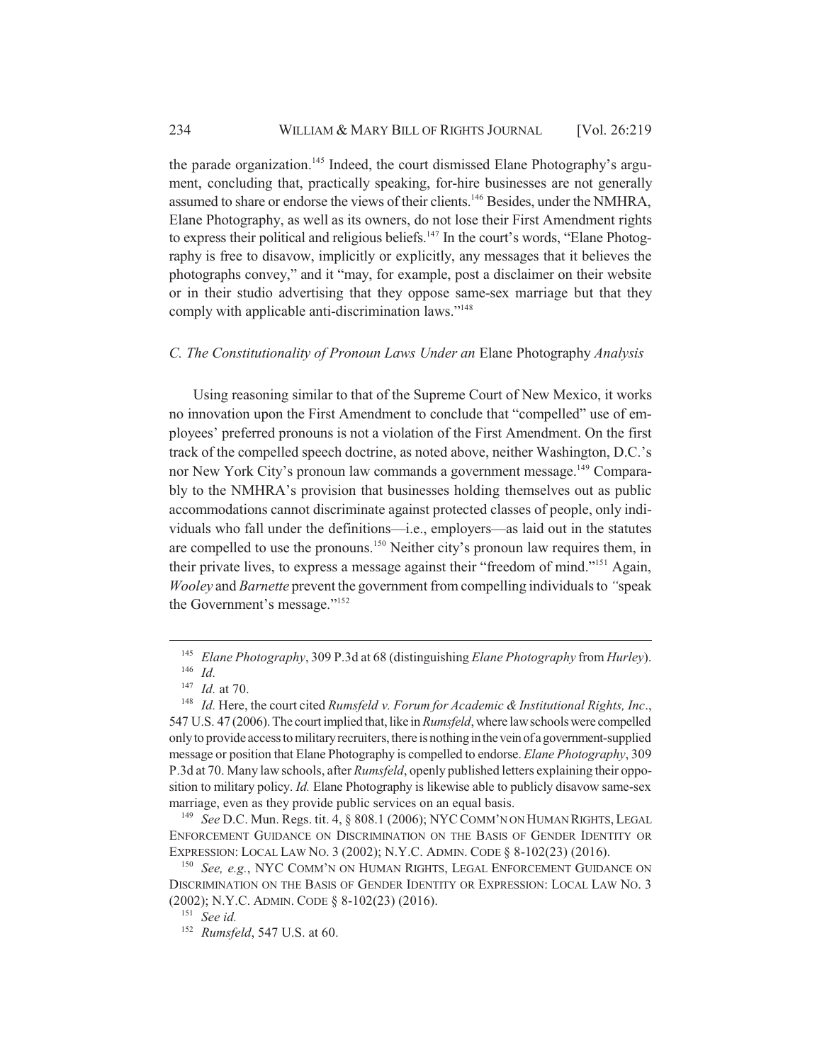the parade organization.[145] Indeed, the court dismissed Elane Photography's argument, concluding that, practically speaking, for-hire businesses are not generally assumed to share or endorse the views of their clients.[146] Besides, under the NMHRA, Elane Photography, as well as its owners, do not lose their First Amendment rights to express their political and religious beliefs.[147] In the court's words, "Elane Photography is free to disavow, implicitly or explicitly, any messages that it believes the photographs convey," and it "may, for example, post a disclaimer on their website or in their studio advertising that they oppose same-sex marriage but that they comply with applicable anti-discrimination laws."[148]

### *C. The Constitutionality of Pronoun Laws Under an* Elane Photography *Analysis*

Using reasoning similar to that of the Supreme Court of New Mexico, it works no innovation upon the First Amendment to conclude that "compelled" use of employees' preferred pronouns is not a violation of the First Amendment. On the first track of the compelled speech doctrine, as noted above, neither Washington, D.C.'s nor New York City's pronoun law commands a government message.[149] Comparably to the NMHRA's provision that businesses holding themselves out as public accommodations cannot discriminate against protected classes of people, only individuals who fall under the definitions—i.e., employers—as laid out in the statutes are compelled to use the pronouns.[150] Neither city's pronoun law requires them, in their private lives, to express a message against their "freedom of mind."[151] Again, *Wooley* and *Barnette* prevent the government from compelling individuals to "speak the Government's message."[152]

---

[145] *Elane Photography*, 309 P.3d at 68 (distinguishing *Elane Photography* from *Hurley*).

[146] *Id.*

[147] *Id.* at 70.

[148] *Id.* Here, the court cited *Rumsfeld v. Forum for Academic & Institutional Rights, Inc*., 547 U.S. 47 (2006). The court implied that, like in *Rumsfeld*, where law schools were compelled only to provide access to military recruiters, there is nothing in the vein of a government-supplied message or position that Elane Photography is compelled to endorse. *Elane Photography*, 309 P.3d at 70. Many law schools, after *Rumsfeld*, openly published letters explaining their opposition to military policy. *Id.* Elane Photography is likewise able to publicly disavow same-sex marriage, even as they provide public services on an equal basis.

[149] *See* D.C. Mun. Regs. tit. 4, § 808.1 (2006); NYC COMM'N ON HUMAN RIGHTS, LEGAL ENFORCEMENT GUIDANCE ON DISCRIMINATION ON THE BASIS OF GENDER IDENTITY OR EXPRESSION: LOCAL LAW NO. 3 (2002); N.Y.C. ADMIN. CODE § 8-102(23) (2016).

[150] *See, e.g.*, NYC COMM'N ON HUMAN RIGHTS, LEGAL ENFORCEMENT GUIDANCE ON DISCRIMINATION ON THE BASIS OF GENDER IDENTITY OR EXPRESSION: LOCAL LAW NO. 3 (2002); N.Y.C. ADMIN. CODE § 8-102(23) (2016).

[151] *See id.*

[152] *Rumsfeld*, 547 U.S. at 60.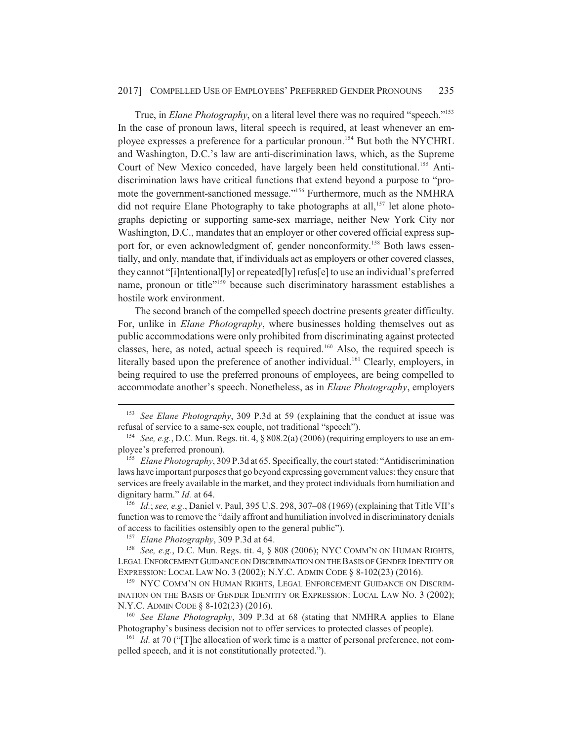True, in *Elane Photography*, on a literal level there was no required "speech."[153] In the case of pronoun laws, literal speech is required, at least whenever an employee expresses a preference for a particular pronoun.[154] But both the NYCHRL and Washington, D.C.'s law are anti-discrimination laws, which, as the Supreme Court of New Mexico conceded, have largely been held constitutional.[155] Anti-discrimination laws have critical functions that extend beyond a purpose to "promote the government-sanctioned message."[156] Furthermore, much as the NMHRA did not require Elane Photography to take photographs at all,[157] let alone photographs depicting or supporting same-sex marriage, neither New York City nor Washington, D.C., mandates that an employer or other covered official express support for, or even acknowledgment of, gender nonconformity.[158] Both laws essentially, and only, mandate that, if individuals act as employers or other covered classes, they cannot "[i]ntentional[ly] or repeated[ly] refus[e] to use an individual's preferred name, pronoun or title"[159] because such discriminatory harassment establishes a hostile work environment.

The second branch of the compelled speech doctrine presents greater difficulty. For, unlike in *Elane Photography*, where businesses holding themselves out as public accommodations were only prohibited from discriminating against protected classes, here, as noted, actual speech is required.[160] Also, the required speech is literally based upon the preference of another individual.[161] Clearly, employers, in being required to use the preferred pronouns of employees, are being compelled to accommodate another's speech. Nonetheless, as in *Elane Photography*, employers

---

[153] *See Elane Photography*, 309 P.3d at 59 (explaining that the conduct at issue was refusal of service to a same-sex couple, not traditional "speech").

[154] *See, e.g.*, D.C. Mun. Regs. tit. 4, § 808.2(a) (2006) (requiring employers to use an employee's preferred pronoun).

[155] *Elane Photography*, 309 P.3d at 65. Specifically, the court stated: "Antidiscrimination laws have important purposes that go beyond expressing government values: they ensure that services are freely available in the market, and they protect individuals from humiliation and dignitary harm." *Id.* at 64.

[156] *Id.*; *see, e.g.*, Daniel v. Paul, 395 U.S. 298, 307–08 (1969) (explaining that Title VII's function was to remove the "daily affront and humiliation involved in discriminatory denials of access to facilities ostensibly open to the general public").

[157] *Elane Photography*, 309 P.3d at 64.

[158] *See, e.g.*, D.C. Mun. Regs. tit. 4, § 808 (2006); NYC COMM'N ON HUMAN RIGHTS, LEGAL ENFORCEMENT GUIDANCE ON DISCRIMINATION ON THE BASIS OF GENDER IDENTITY OR EXPRESSION: LOCAL LAW NO. 3 (2002); N.Y.C. ADMIN CODE § 8-102(23) (2016).

[159] NYC COMM'N ON HUMAN RIGHTS, LEGAL ENFORCEMENT GUIDANCE ON DISCRIMINATION ON THE BASIS OF GENDER IDENTITY OR EXPRESSION: LOCAL LAW NO. 3 (2002); N.Y.C. ADMIN CODE § 8-102(23) (2016).

[160] *See Elane Photography*, 309 P.3d at 68 (stating that NMHRA applies to Elane Photography's business decision not to offer services to protected classes of people).

[161] *Id.* at 70 ("[T]he allocation of work time is a matter of personal preference, not compelled speech, and it is not constitutionally protected.").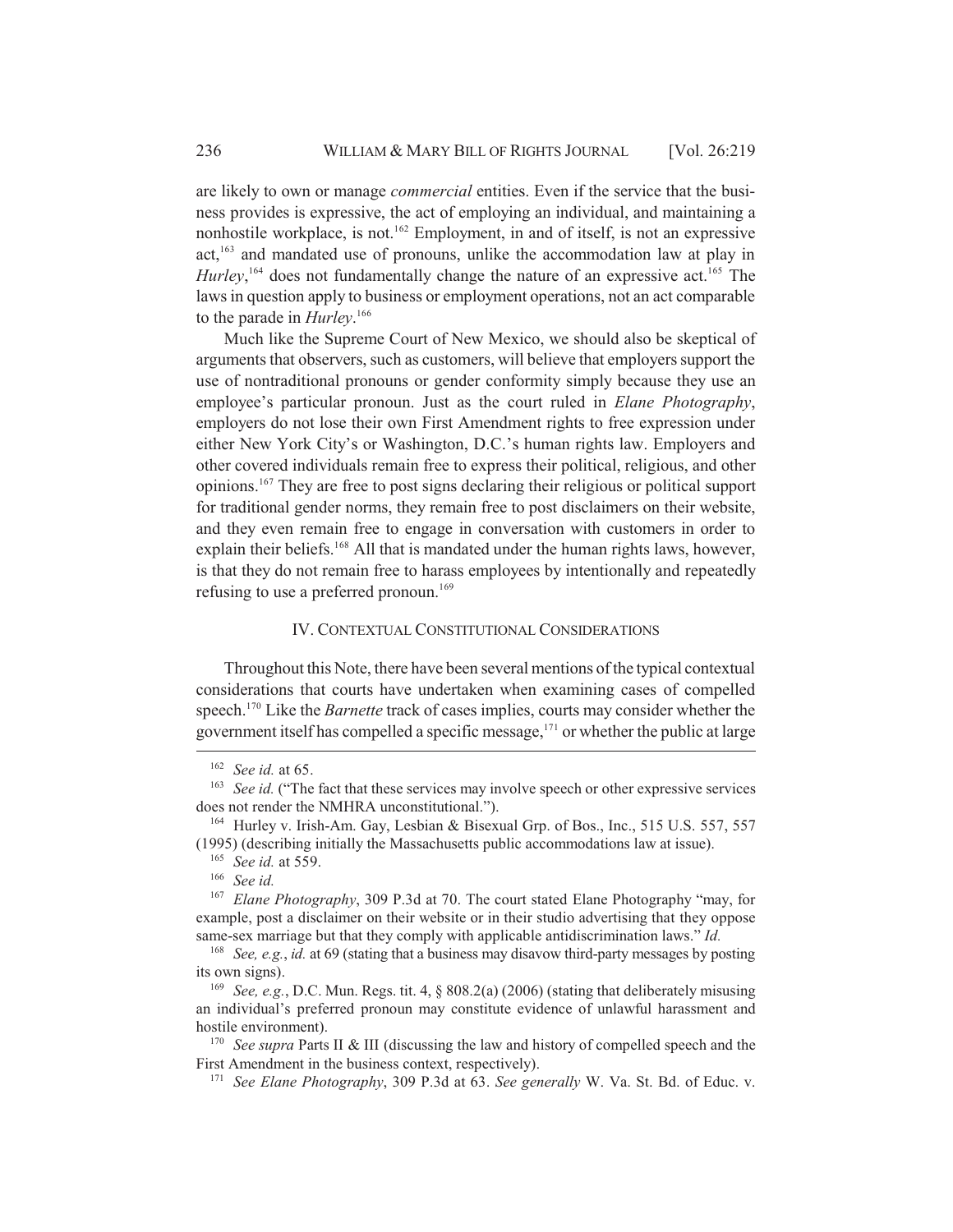are likely to own or manage *commercial* entities. Even if the service that the business provides is expressive, the act of employing an individual, and maintaining a nonhostile workplace, is not.[162] Employment, in and of itself, is not an expressive act,[163] and mandated use of pronouns, unlike the accommodation law at play in *Hurley*,[164] does not fundamentally change the nature of an expressive act.[165] The laws in question apply to business or employment operations, not an act comparable to the parade in *Hurley*.[166]

Much like the Supreme Court of New Mexico, we should also be skeptical of arguments that observers, such as customers, will believe that employers support the use of nontraditional pronouns or gender conformity simply because they use an employee's particular pronoun. Just as the court ruled in *Elane Photography*, employers do not lose their own First Amendment rights to free expression under either New York City's or Washington, D.C.'s human rights law. Employers and other covered individuals remain free to express their political, religious, and other opinions.[167] They are free to post signs declaring their religious or political support for traditional gender norms, they remain free to post disclaimers on their website, and they even remain free to engage in conversation with customers in order to explain their beliefs.[168] All that is mandated under the human rights laws, however, is that they do not remain free to harass employees by intentionally and repeatedly refusing to use a preferred pronoun.[169]

## IV. CONTEXTUAL CONSTITUTIONAL CONSIDERATIONS

Throughout this Note, there have been several mentions of the typical contextual considerations that courts have undertaken when examining cases of compelled speech.[170] Like the *Barnette* track of cases implies, courts may consider whether the government itself has compelled a specific message,[171] or whether the public at large

---

[162] *See id.* at 65.

[163] *See id.* ("The fact that these services may involve speech or other expressive services does not render the NMHRA unconstitutional.").

[164] Hurley v. Irish-Am. Gay, Lesbian & Bisexual Grp. of Bos., Inc., 515 U.S. 557, 557 (1995) (describing initially the Massachusetts public accommodations law at issue).

[165] *See id.* at 559.

[166] *See id.*

[167] *Elane Photography*, 309 P.3d at 70. The court stated Elane Photography "may, for example, post a disclaimer on their website or in their studio advertising that they oppose same-sex marriage but that they comply with applicable antidiscrimination laws." *Id.*

[168] *See, e.g.*, *id.* at 69 (stating that a business may disavow third-party messages by posting its own signs).

[169] *See, e.g.*, D.C. Mun. Regs. tit. 4, § 808.2(a) (2006) (stating that deliberately misusing an individual's preferred pronoun may constitute evidence of unlawful harassment and hostile environment).

[170] *See supra* Parts II & III (discussing the law and history of compelled speech and the First Amendment in the business context, respectively).

[171] *See Elane Photography*, 309 P.3d at 63. *See generally* W. Va. St. Bd. of Educ. v.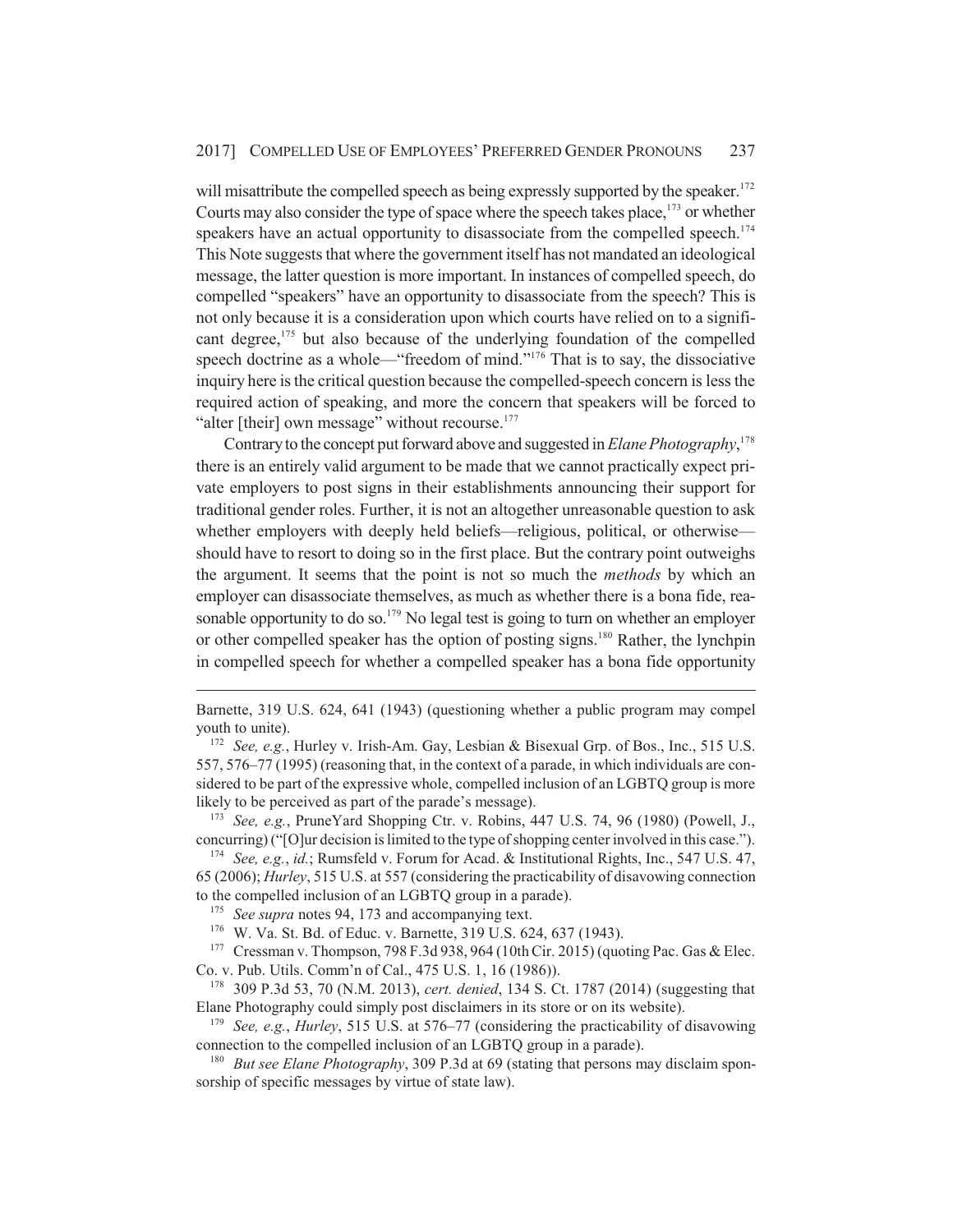will misattribute the compelled speech as being expressly supported by the speaker.[172] Courts may also consider the type of space where the speech takes place,[173] or whether speakers have an actual opportunity to disassociate from the compelled speech.[174] This Note suggests that where the government itself has not mandated an ideological message, the latter question is more important. In instances of compelled speech, do compelled "speakers" have an opportunity to disassociate from the speech? This is not only because it is a consideration upon which courts have relied on to a significant degree,[175] but also because of the underlying foundation of the compelled speech doctrine as a whole—"freedom of mind."[176] That is to say, the dissociative inquiry here is the critical question because the compelled-speech concern is less the required action of speaking, and more the concern that speakers will be forced to "alter [their] own message" without recourse.[177]

Contrary to the concept put forward above and suggested in *Elane Photography*,[178] there is an entirely valid argument to be made that we cannot practically expect private employers to post signs in their establishments announcing their support for traditional gender roles. Further, it is not an altogether unreasonable question to ask whether employers with deeply held beliefs—religious, political, or otherwise—should have to resort to doing so in the first place. But the contrary point outweighs the argument. It seems that the point is not so much the *methods* by which an employer can disassociate themselves, as much as whether there is a bona fide, reasonable opportunity to do so.[179] No legal test is going to turn on whether an employer or other compelled speaker has the option of posting signs.[180] Rather, the lynchpin in compelled speech for whether a compelled speaker has a bona fide opportunity

---

Barnette, 319 U.S. 624, 641 (1943) (questioning whether a public program may compel youth to unite).

[172] *See, e.g.*, Hurley v. Irish-Am. Gay, Lesbian & Bisexual Grp. of Bos., Inc., 515 U.S. 557, 576–77 (1995) (reasoning that, in the context of a parade, in which individuals are considered to be part of the expressive whole, compelled inclusion of an LGBTQ group is more likely to be perceived as part of the parade's message).

[173] *See, e.g.*, PruneYard Shopping Ctr. v. Robins, 447 U.S. 74, 96 (1980) (Powell, J., concurring) ("[O]ur decision is limited to the type of shopping center involved in this case.").

[174] *See, e.g.*, *id.*; Rumsfeld v. Forum for Acad. & Institutional Rights, Inc., 547 U.S. 47, 65 (2006); *Hurley*, 515 U.S. at 557 (considering the practicability of disavowing connection to the compelled inclusion of an LGBTQ group in a parade).

[175] *See supra* notes 94, 173 and accompanying text.

[176] W. Va. St. Bd. of Educ. v. Barnette, 319 U.S. 624, 637 (1943).

[177] Cressman v. Thompson, 798 F.3d 938, 964 (10th Cir. 2015) (quoting Pac. Gas & Elec. Co. v. Pub. Utils. Comm'n of Cal., 475 U.S. 1, 16 (1986)).

[178] 309 P.3d 53, 70 (N.M. 2013), *cert. denied*, 134 S. Ct. 1787 (2014) (suggesting that Elane Photography could simply post disclaimers in its store or on its website).

[179] *See, e.g.*, *Hurley*, 515 U.S. at 576–77 (considering the practicability of disavowing connection to the compelled inclusion of an LGBTQ group in a parade).

[180] *But see Elane Photography*, 309 P.3d at 69 (stating that persons may disclaim sponsorship of specific messages by virtue of state law).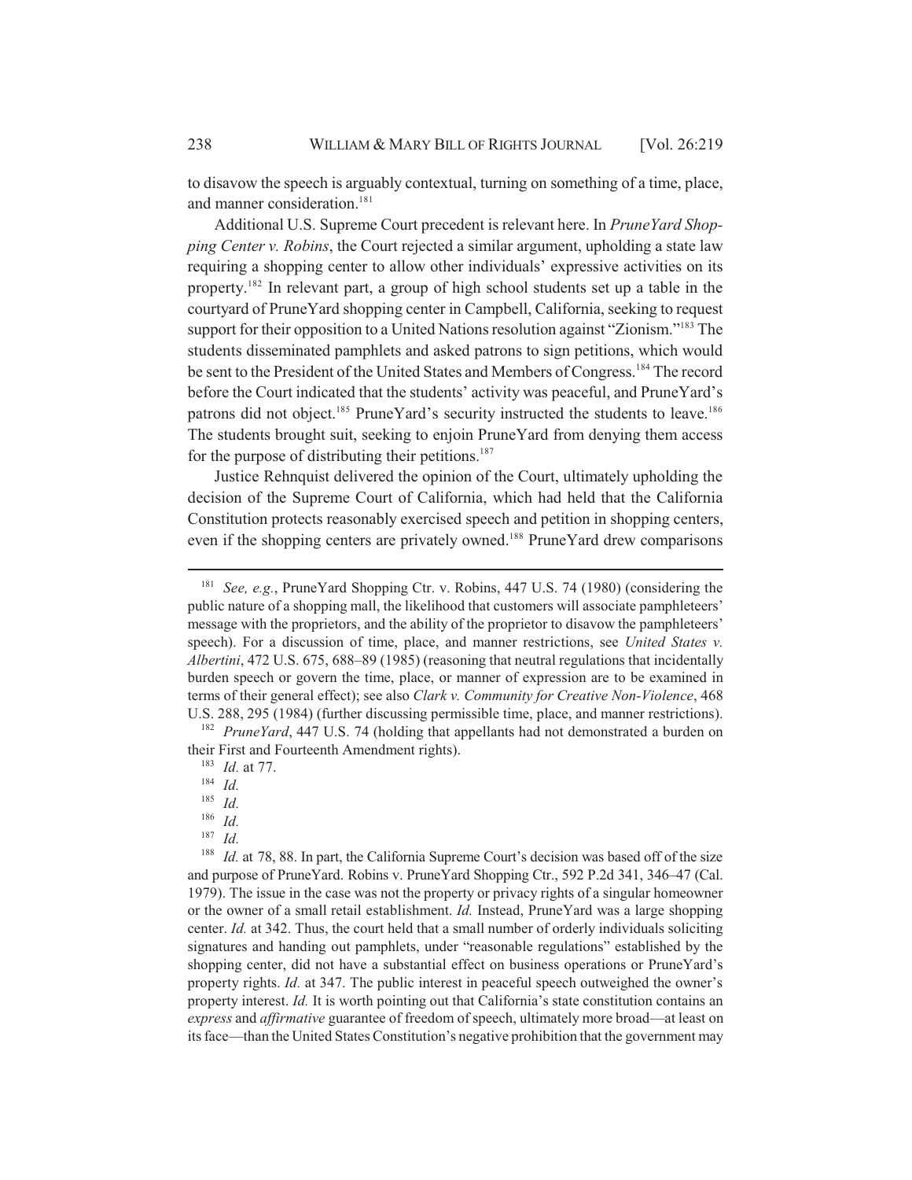to disavow the speech is arguably contextual, turning on something of a time, place, and manner consideration.[181]

Additional U.S. Supreme Court precedent is relevant here. In *PruneYard Shopping Center v. Robins*, the Court rejected a similar argument, upholding a state law requiring a shopping center to allow other individuals' expressive activities on its property.[182] In relevant part, a group of high school students set up a table in the courtyard of PruneYard shopping center in Campbell, California, seeking to request support for their opposition to a United Nations resolution against "Zionism."[183] The students disseminated pamphlets and asked patrons to sign petitions, which would be sent to the President of the United States and Members of Congress.[184] The record before the Court indicated that the students' activity was peaceful, and PruneYard's patrons did not object.[185] PruneYard's security instructed the students to leave.[186] The students brought suit, seeking to enjoin PruneYard from denying them access for the purpose of distributing their petitions.[187]

Justice Rehnquist delivered the opinion of the Court, ultimately upholding the decision of the Supreme Court of California, which had held that the California Constitution protects reasonably exercised speech and petition in shopping centers, even if the shopping centers are privately owned.[188] PruneYard drew comparisons

---

[181] *See, e.g.*, PruneYard Shopping Ctr. v. Robins, 447 U.S. 74 (1980) (considering the public nature of a shopping mall, the likelihood that customers will associate pamphleteers' message with the proprietors, and the ability of the proprietor to disavow the pamphleteers' speech). For a discussion of time, place, and manner restrictions, see *United States v. Albertini*, 472 U.S. 675, 688–89 (1985) (reasoning that neutral regulations that incidentally burden speech or govern the time, place, or manner of expression are to be examined in terms of their general effect); see also *Clark v. Community for Creative Non-Violence*, 468 U.S. 288, 295 (1984) (further discussing permissible time, place, and manner restrictions).

[182] *PruneYard*, 447 U.S. 74 (holding that appellants had not demonstrated a burden on their First and Fourteenth Amendment rights).

[183] *Id.* at 77.

[184] *Id.*

[185] *Id.*

[186] *Id.*

[187] *Id.*

[188] *Id.* at 78, 88. In part, the California Supreme Court's decision was based off of the size and purpose of PruneYard. Robins v. PruneYard Shopping Ctr., 592 P.2d 341, 346–47 (Cal. 1979). The issue in the case was not the property or privacy rights of a singular homeowner or the owner of a small retail establishment. *Id.* Instead, PruneYard was a large shopping center. *Id.* at 342. Thus, the court held that a small number of orderly individuals soliciting signatures and handing out pamphlets, under "reasonable regulations" established by the shopping center, did not have a substantial effect on business operations or PruneYard's property rights. *Id.* at 347. The public interest in peaceful speech outweighed the owner's property interest. *Id.* It is worth pointing out that California's state constitution contains an *express* and *affirmative* guarantee of freedom of speech, ultimately more broad—at least on its face—than the United States Constitution's negative prohibition that the government may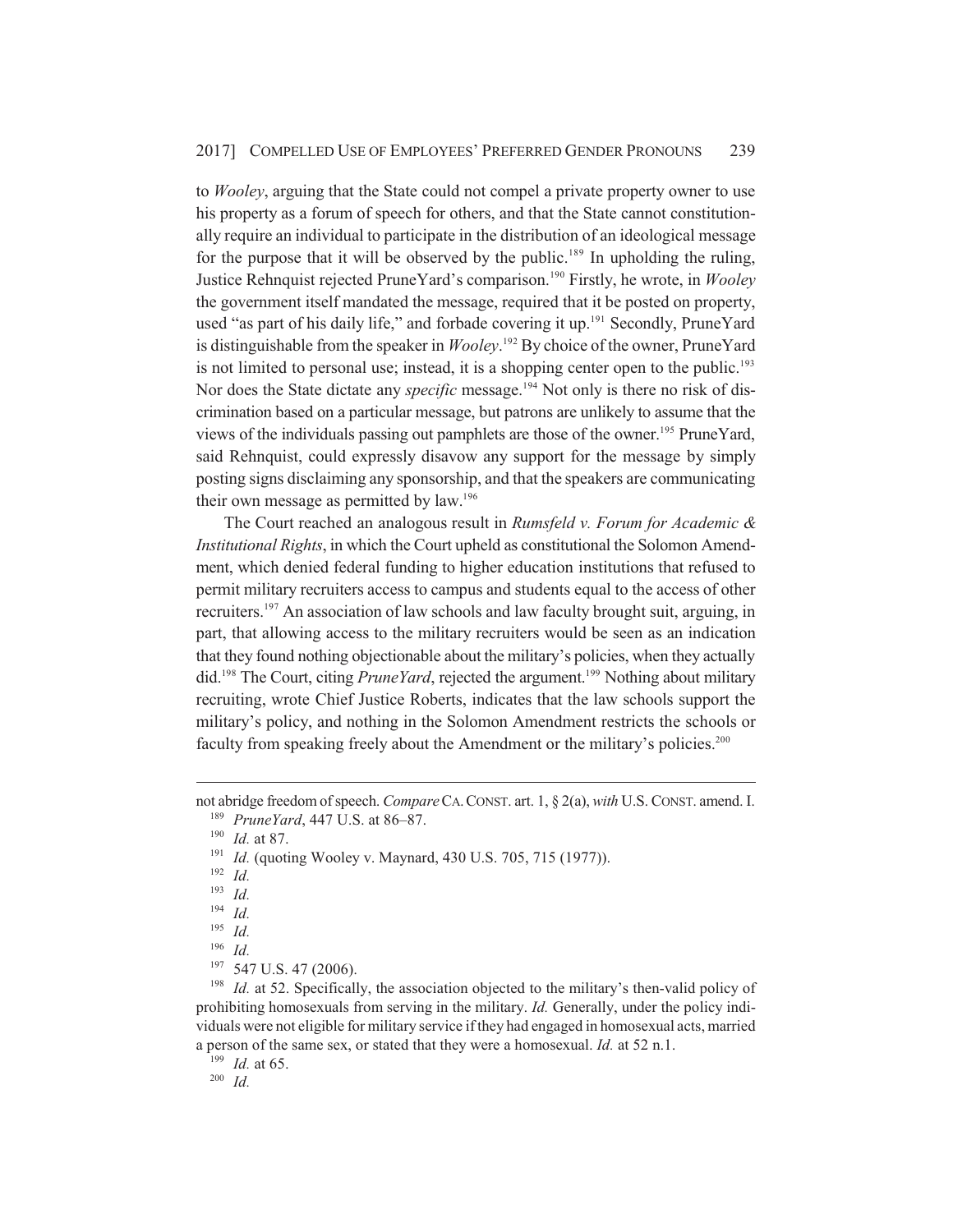to *Wooley*, arguing that the State could not compel a private property owner to use his property as a forum of speech for others, and that the State cannot constitutionally require an individual to participate in the distribution of an ideological message for the purpose that it will be observed by the public.[189] In upholding the ruling, Justice Rehnquist rejected PruneYard's comparison.[190] Firstly, he wrote, in *Wooley* the government itself mandated the message, required that it be posted on property, used "as part of his daily life," and forbade covering it up.[191] Secondly, PruneYard is distinguishable from the speaker in *Wooley*.[192] By choice of the owner, PruneYard is not limited to personal use; instead, it is a shopping center open to the public.[193] Nor does the State dictate any *specific* message.[194] Not only is there no risk of discrimination based on a particular message, but patrons are unlikely to assume that the views of the individuals passing out pamphlets are those of the owner.[195] PruneYard, said Rehnquist, could expressly disavow any support for the message by simply posting signs disclaiming any sponsorship, and that the speakers are communicating their own message as permitted by law.[196]

The Court reached an analogous result in *Rumsfeld v. Forum for Academic & Institutional Rights*, in which the Court upheld as constitutional the Solomon Amendment, which denied federal funding to higher education institutions that refused to permit military recruiters access to campus and students equal to the access of other recruiters.[197] An association of law schools and law faculty brought suit, arguing, in part, that allowing access to the military recruiters would be seen as an indication that they found nothing objectionable about the military's policies, when they actually did.[198] The Court, citing *PruneYard*, rejected the argument.[199] Nothing about military recruiting, wrote Chief Justice Roberts, indicates that the law schools support the military's policy, and nothing in the Solomon Amendment restricts the schools or faculty from speaking freely about the Amendment or the military's policies.[200]

---

not abridge freedom of speech. *Compare* CA. CONST. art. 1, § 2(a), *with* U.S. CONST. amend. I.

[189] *PruneYard*, 447 U.S. at 86–87.

[190] *Id.* at 87.

[191] *Id.* (quoting Wooley v. Maynard, 430 U.S. 705, 715 (1977)).

[192] *Id.*

[193] *Id.*

[194] *Id.*

[195] *Id.*

[196] *Id.*

[197] 547 U.S. 47 (2006).

[198] *Id.* at 52. Specifically, the association objected to the military's then-valid policy of prohibiting homosexuals from serving in the military. *Id.* Generally, under the policy individuals were not eligible for military service if they had engaged in homosexual acts, married a person of the same sex, or stated that they were a homosexual. *Id.* at 52 n.1.

[199] *Id.* at 65.

[200] *Id.*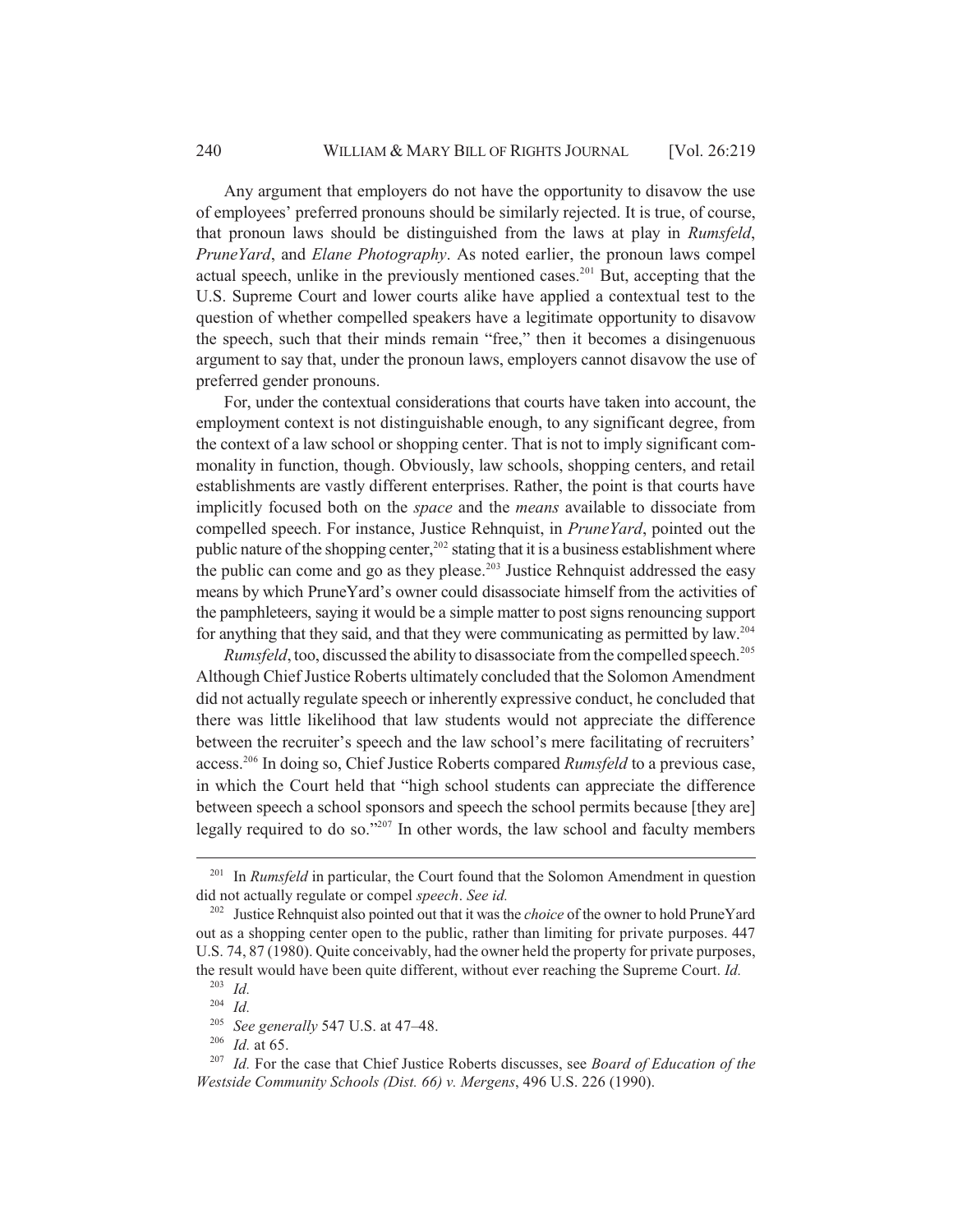Any argument that employers do not have the opportunity to disavow the use of employees' preferred pronouns should be similarly rejected. It is true, of course, that pronoun laws should be distinguished from the laws at play in *Rumsfeld*, *PruneYard*, and *Elane Photography*. As noted earlier, the pronoun laws compel actual speech, unlike in the previously mentioned cases.[201] But, accepting that the U.S. Supreme Court and lower courts alike have applied a contextual test to the question of whether compelled speakers have a legitimate opportunity to disavow the speech, such that their minds remain "free," then it becomes a disingenuous argument to say that, under the pronoun laws, employers cannot disavow the use of preferred gender pronouns.

For, under the contextual considerations that courts have taken into account, the employment context is not distinguishable enough, to any significant degree, from the context of a law school or shopping center. That is not to imply significant commonality in function, though. Obviously, law schools, shopping centers, and retail establishments are vastly different enterprises. Rather, the point is that courts have implicitly focused both on the *space* and the *means* available to dissociate from compelled speech. For instance, Justice Rehnquist, in *PruneYard*, pointed out the public nature of the shopping center,[202] stating that it is a business establishment where the public can come and go as they please.[203] Justice Rehnquist addressed the easy means by which PruneYard's owner could disassociate himself from the activities of the pamphleteers, saying it would be a simple matter to post signs renouncing support for anything that they said, and that they were communicating as permitted by law.[204]

*Rumsfeld*, too, discussed the ability to disassociate from the compelled speech.[205] Although Chief Justice Roberts ultimately concluded that the Solomon Amendment did not actually regulate speech or inherently expressive conduct, he concluded that there was little likelihood that law students would not appreciate the difference between the recruiter's speech and the law school's mere facilitating of recruiters' access.[206] In doing so, Chief Justice Roberts compared *Rumsfeld* to a previous case, in which the Court held that "high school students can appreciate the difference between speech a school sponsors and speech the school permits because [they are] legally required to do so."[207] In other words, the law school and faculty members

---

[201] In *Rumsfeld* in particular, the Court found that the Solomon Amendment in question did not actually regulate or compel *speech*. *See id.*

[202] Justice Rehnquist also pointed out that it was the *choice* of the owner to hold PruneYard out as a shopping center open to the public, rather than limiting for private purposes. 447 U.S. 74, 87 (1980). Quite conceivably, had the owner held the property for private purposes, the result would have been quite different, without ever reaching the Supreme Court. *Id.*

[203] *Id.*

[204] *Id.*

[205] *See generally* 547 U.S. at 47–48.

[206] *Id.* at 65.

[207] *Id.* For the case that Chief Justice Roberts discusses, see *Board of Education of the Westside Community Schools (Dist. 66) v. Mergens*, 496 U.S. 226 (1990).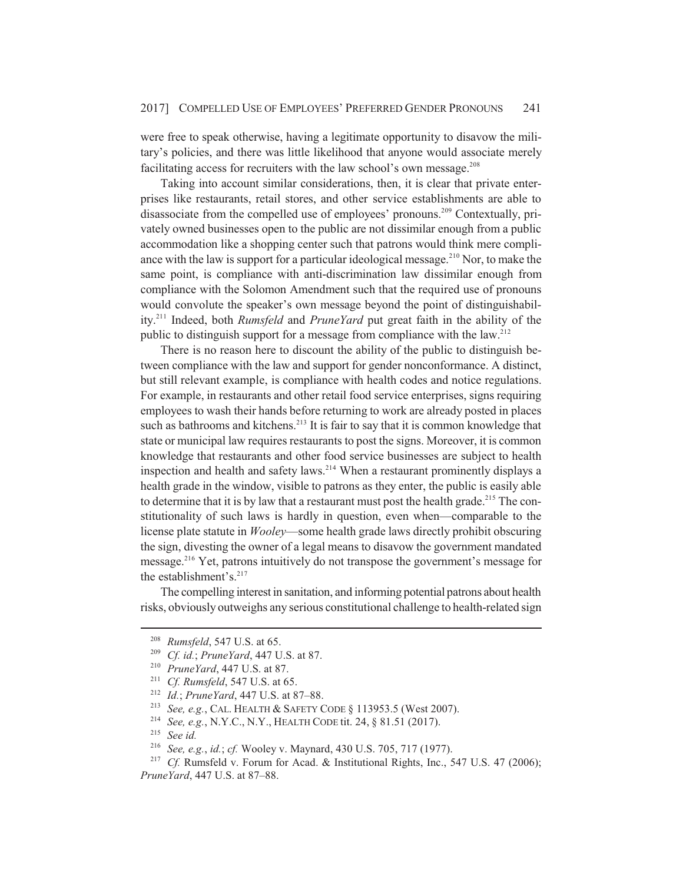were free to speak otherwise, having a legitimate opportunity to disavow the military's policies, and there was little likelihood that anyone would associate merely facilitating access for recruiters with the law school's own message.[208]

Taking into account similar considerations, then, it is clear that private enterprises like restaurants, retail stores, and other service establishments are able to disassociate from the compelled use of employees' pronouns.[209] Contextually, privately owned businesses open to the public are not dissimilar enough from a public accommodation like a shopping center such that patrons would think mere compliance with the law is support for a particular ideological message.[210] Nor, to make the same point, is compliance with anti-discrimination law dissimilar enough from compliance with the Solomon Amendment such that the required use of pronouns would convolute the speaker's own message beyond the point of distinguishability.[211] Indeed, both *Rumsfeld* and *PruneYard* put great faith in the ability of the public to distinguish support for a message from compliance with the law.[212]

There is no reason here to discount the ability of the public to distinguish between compliance with the law and support for gender nonconformance. A distinct, but still relevant example, is compliance with health codes and notice regulations. For example, in restaurants and other retail food service enterprises, signs requiring employees to wash their hands before returning to work are already posted in places such as bathrooms and kitchens.[213] It is fair to say that it is common knowledge that state or municipal law requires restaurants to post the signs. Moreover, it is common knowledge that restaurants and other food service businesses are subject to health inspection and health and safety laws.[214] When a restaurant prominently displays a health grade in the window, visible to patrons as they enter, the public is easily able to determine that it is by law that a restaurant must post the health grade.[215] The constitutionality of such laws is hardly in question, even when—comparable to the license plate statute in *Wooley*—some health grade laws directly prohibit obscuring the sign, divesting the owner of a legal means to disavow the government mandated message.[216] Yet, patrons intuitively do not transpose the government's message for the establishment's.[217]

The compelling interest in sanitation, and informing potential patrons about health risks, obviously outweighs any serious constitutional challenge to health-related sign

---

[208] *Rumsfeld*, 547 U.S. at 65.

[209] *Cf. id.*; *PruneYard*, 447 U.S. at 87.

[210] *PruneYard*, 447 U.S. at 87.

[211] *Cf. Rumsfeld*, 547 U.S. at 65.

[212] *Id.*; *PruneYard*, 447 U.S. at 87–88.

[213] *See, e.g.*, CAL. HEALTH & SAFETY CODE § 113953.5 (West 2007).

[214] *See, e.g.*, N.Y.C., N.Y., HEALTH CODE tit. 24, § 81.51 (2017).

[215] *See id.*

[216] *See, e.g.*, *id.*; *cf.* Wooley v. Maynard, 430 U.S. 705, 717 (1977).

[217] *Cf.* Rumsfeld v. Forum for Acad. & Institutional Rights, Inc., 547 U.S. 47 (2006); *PruneYard*, 447 U.S. at 87–88.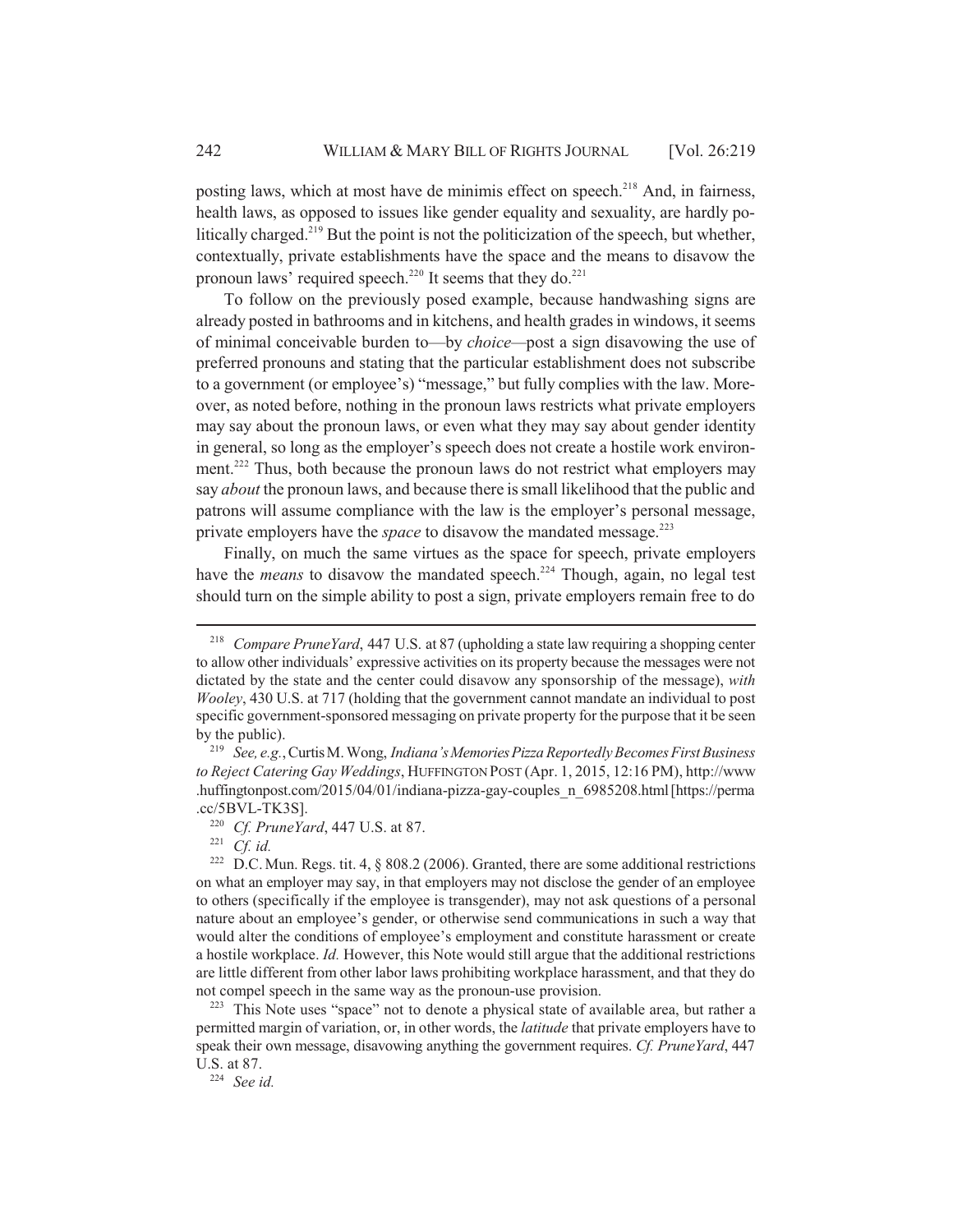posting laws, which at most have de minimis effect on speech.[218] And, in fairness, health laws, as opposed to issues like gender equality and sexuality, are hardly politically charged.[219] But the point is not the politicization of the speech, but whether, contextually, private establishments have the space and the means to disavow the pronoun laws' required speech.[220] It seems that they do.[221]

To follow on the previously posed example, because handwashing signs are already posted in bathrooms and in kitchens, and health grades in windows, it seems of minimal conceivable burden to—by *choice*—post a sign disavowing the use of preferred pronouns and stating that the particular establishment does not subscribe to a government (or employee's) "message," but fully complies with the law. Moreover, as noted before, nothing in the pronoun laws restricts what private employers may say about the pronoun laws, or even what they may say about gender identity in general, so long as the employer's speech does not create a hostile work environment.[222] Thus, both because the pronoun laws do not restrict what employers may say *about* the pronoun laws, and because there is small likelihood that the public and patrons will assume compliance with the law is the employer's personal message, private employers have the *space* to disavow the mandated message.[223]

Finally, on much the same virtues as the space for speech, private employers have the *means* to disavow the mandated speech.[224] Though, again, no legal test should turn on the simple ability to post a sign, private employers remain free to do

---

[218] *Compare PruneYard*, 447 U.S. at 87 (upholding a state law requiring a shopping center to allow other individuals' expressive activities on its property because the messages were not dictated by the state and the center could disavow any sponsorship of the message), *with Wooley*, 430 U.S. at 717 (holding that the government cannot mandate an individual to post specific government-sponsored messaging on private property for the purpose that it be seen by the public).

[219] *See, e.g.*, Curtis M. Wong, *Indiana's Memories Pizza Reportedly Becomes First Business to Reject Catering Gay Weddings*, HUFFINGTON POST (Apr. 1, 2015, 12:16 PM), http://www.huffingtonpost.com/2015/04/01/indiana-pizza-gay-couples_n_6985208.html [https://perma.cc/5BVL-TK3S].

[220] *Cf. PruneYard*, 447 U.S. at 87.

[221] *Cf. id.*

[222] D.C. Mun. Regs. tit. 4, § 808.2 (2006). Granted, there are some additional restrictions on what an employer may say, in that employers may not disclose the gender of an employee to others (specifically if the employee is transgender), may not ask questions of a personal nature about an employee's gender, or otherwise send communications in such a way that would alter the conditions of employee's employment and constitute harassment or create a hostile workplace. *Id.* However, this Note would still argue that the additional restrictions are little different from other labor laws prohibiting workplace harassment, and that they do not compel speech in the same way as the pronoun-use provision.

[223] This Note uses "space" not to denote a physical state of available area, but rather a permitted margin of variation, or, in other words, the *latitude* that private employers have to speak their own message, disavowing anything the government requires. *Cf. PruneYard*, 447 U.S. at 87.

[224] *See id.*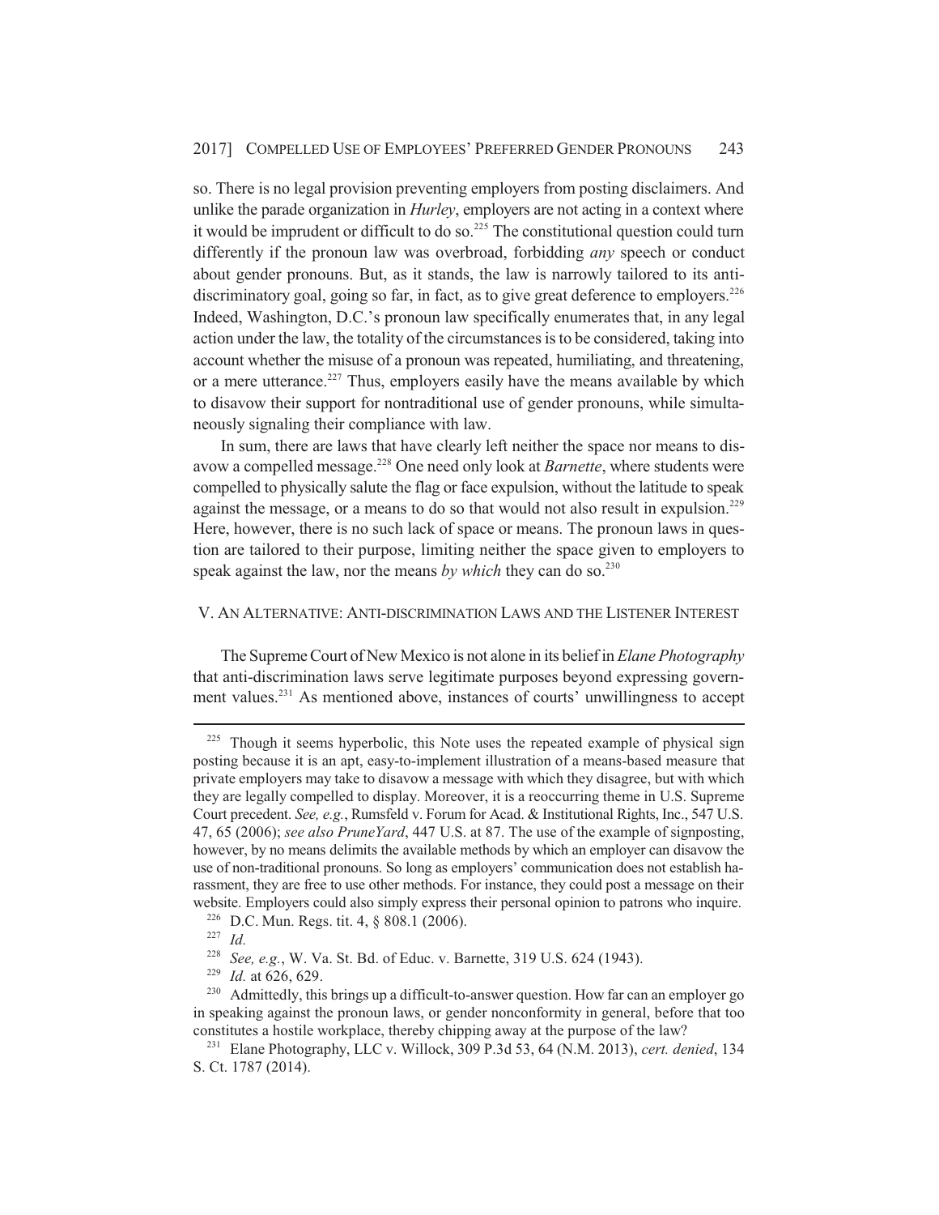so. There is no legal provision preventing employers from posting disclaimers. And unlike the parade organization in *Hurley*, employers are not acting in a context where it would be imprudent or difficult to do so.[225] The constitutional question could turn differently if the pronoun law was overbroad, forbidding *any* speech or conduct about gender pronouns. But, as it stands, the law is narrowly tailored to its anti-discriminatory goal, going so far, in fact, as to give great deference to employers.[226] Indeed, Washington, D.C.'s pronoun law specifically enumerates that, in any legal action under the law, the totality of the circumstances is to be considered, taking into account whether the misuse of a pronoun was repeated, humiliating, and threatening, or a mere utterance.[227] Thus, employers easily have the means available by which to disavow their support for nontraditional use of gender pronouns, while simultaneously signaling their compliance with law.

In sum, there are laws that have clearly left neither the space nor means to disavow a compelled message.[228] One need only look at *Barnette*, where students were compelled to physically salute the flag or face expulsion, without the latitude to speak against the message, or a means to do so that would not also result in expulsion.[229] Here, however, there is no such lack of space or means. The pronoun laws in question are tailored to their purpose, limiting neither the space given to employers to speak against the law, nor the means *by which* they can do so.[230]

## V. AN ALTERNATIVE: ANTI-DISCRIMINATION LAWS AND THE LISTENER INTEREST

The Supreme Court of New Mexico is not alone in its belief in *Elane Photography* that anti-discrimination laws serve legitimate purposes beyond expressing government values.[231] As mentioned above, instances of courts' unwillingness to accept

---

[225] Though it seems hyperbolic, this Note uses the repeated example of physical sign posting because it is an apt, easy-to-implement illustration of a means-based measure that private employers may take to disavow a message with which they disagree, but with which they are legally compelled to display. Moreover, it is a reoccurring theme in U.S. Supreme Court precedent. *See, e.g.*, Rumsfeld v. Forum for Acad. & Institutional Rights, Inc., 547 U.S. 47, 65 (2006); *see also PruneYard*, 447 U.S. at 87. The use of the example of signposting, however, by no means delimits the available methods by which an employer can disavow the use of non-traditional pronouns. So long as employers' communication does not establish harassment, they are free to use other methods. For instance, they could post a message on their website. Employers could also simply express their personal opinion to patrons who inquire.

[226] D.C. Mun. Regs. tit. 4, § 808.1 (2006).

[227] *Id.*

[228] *See, e.g.*, W. Va. St. Bd. of Educ. v. Barnette, 319 U.S. 624 (1943).

[229] *Id.* at 626, 629.

[230] Admittedly, this brings up a difficult-to-answer question. How far can an employer go in speaking against the pronoun laws, or gender nonconformity in general, before that too constitutes a hostile workplace, thereby chipping away at the purpose of the law?

[231] Elane Photography, LLC v. Willock, 309 P.3d 53, 64 (N.M. 2013), *cert. denied*, 134 S. Ct. 1787 (2014).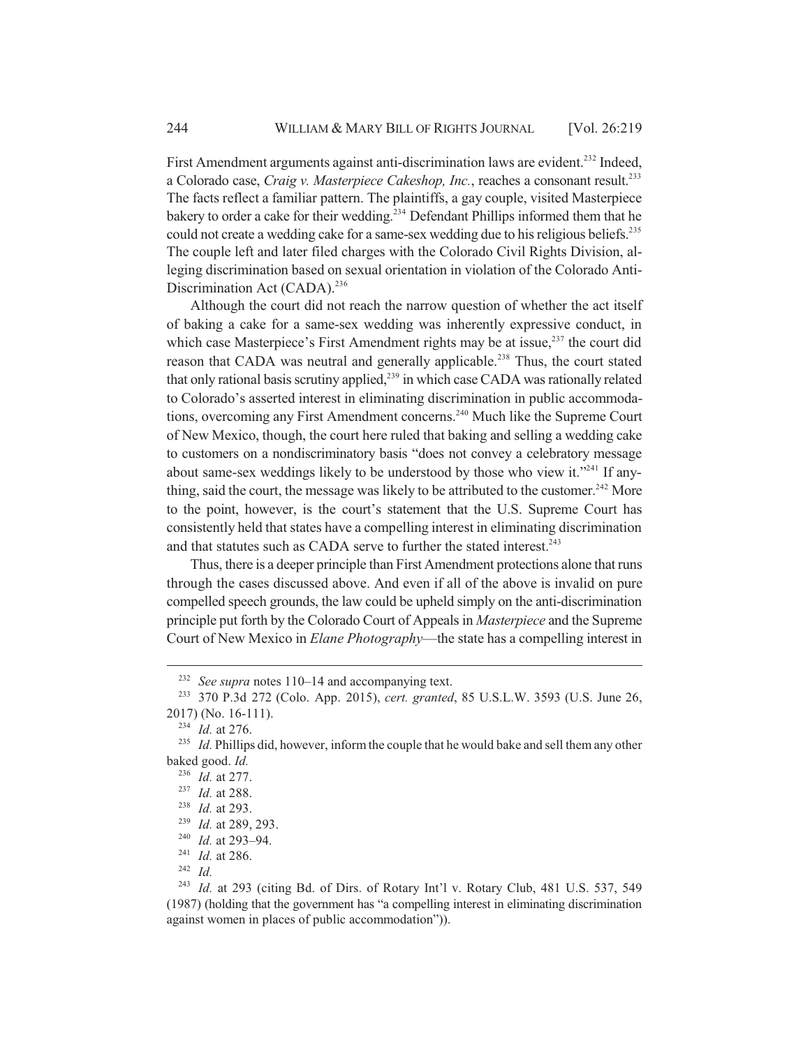First Amendment arguments against anti-discrimination laws are evident.[232] Indeed, a Colorado case, *Craig v. Masterpiece Cakeshop, Inc.*, reaches a consonant result.[233] The facts reflect a familiar pattern. The plaintiffs, a gay couple, visited Masterpiece bakery to order a cake for their wedding.[234] Defendant Phillips informed them that he could not create a wedding cake for a same-sex wedding due to his religious beliefs.[235] The couple left and later filed charges with the Colorado Civil Rights Division, alleging discrimination based on sexual orientation in violation of the Colorado Anti-Discrimination Act (CADA).[236]

Although the court did not reach the narrow question of whether the act itself of baking a cake for a same-sex wedding was inherently expressive conduct, in which case Masterpiece's First Amendment rights may be at issue,[237] the court did reason that CADA was neutral and generally applicable.[238] Thus, the court stated that only rational basis scrutiny applied,[239] in which case CADA was rationally related to Colorado's asserted interest in eliminating discrimination in public accommodations, overcoming any First Amendment concerns.[240] Much like the Supreme Court of New Mexico, though, the court here ruled that baking and selling a wedding cake to customers on a nondiscriminatory basis "does not convey a celebratory message about same-sex weddings likely to be understood by those who view it."[241] If anything, said the court, the message was likely to be attributed to the customer.[242] More to the point, however, is the court's statement that the U.S. Supreme Court has consistently held that states have a compelling interest in eliminating discrimination and that statutes such as CADA serve to further the stated interest.[243]

Thus, there is a deeper principle than First Amendment protections alone that runs through the cases discussed above. And even if all of the above is invalid on pure compelled speech grounds, the law could be upheld simply on the anti-discrimination principle put forth by the Colorado Court of Appeals in *Masterpiece* and the Supreme Court of New Mexico in *Elane Photography*—the state has a compelling interest in

---

[232] *See supra* notes 110–14 and accompanying text.

[233] 370 P.3d 272 (Colo. App. 2015), *cert. granted*, 85 U.S.L.W. 3593 (U.S. June 26, 2017) (No. 16-111).

[234] *Id.* at 276.

[235] *Id.* Phillips did, however, inform the couple that he would bake and sell them any other baked good. *Id.*

[236] *Id.* at 277.

[237] *Id.* at 288.

[238] *Id.* at 293.

[239] *Id.* at 289, 293.

[240] *Id.* at 293–94.

[241] *Id.* at 286.

[242] *Id.*

[243] *Id.* at 293 (citing Bd. of Dirs. of Rotary Int'l v. Rotary Club, 481 U.S. 537, 549 (1987) (holding that the government has "a compelling interest in eliminating discrimination against women in places of public accommodation")).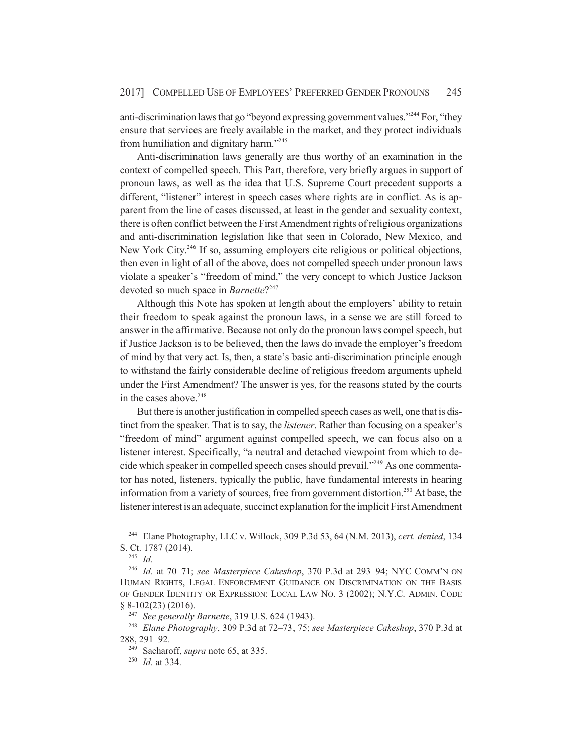anti-discrimination laws that go "beyond expressing government values."[244] For, "they ensure that services are freely available in the market, and they protect individuals from humiliation and dignitary harm."[245]

Anti-discrimination laws generally are thus worthy of an examination in the context of compelled speech. This Part, therefore, very briefly argues in support of pronoun laws, as well as the idea that U.S. Supreme Court precedent supports a different, "listener" interest in speech cases where rights are in conflict. As is apparent from the line of cases discussed, at least in the gender and sexuality context, there is often conflict between the First Amendment rights of religious organizations and anti-discrimination legislation like that seen in Colorado, New Mexico, and New York City.[246] If so, assuming employers cite religious or political objections, then even in light of all of the above, does not compelled speech under pronoun laws violate a speaker's "freedom of mind," the very concept to which Justice Jackson devoted so much space in *Barnette*?[247]

Although this Note has spoken at length about the employers' ability to retain their freedom to speak against the pronoun laws, in a sense we are still forced to answer in the affirmative. Because not only do the pronoun laws compel speech, but if Justice Jackson is to be believed, then the laws do invade the employer's freedom of mind by that very act. Is, then, a state's basic anti-discrimination principle enough to withstand the fairly considerable decline of religious freedom arguments upheld under the First Amendment? The answer is yes, for the reasons stated by the courts in the cases above.[248]

But there is another justification in compelled speech cases as well, one that is distinct from the speaker. That is to say, the *listener*. Rather than focusing on a speaker's "freedom of mind" argument against compelled speech, we can focus also on a listener interest. Specifically, "a neutral and detached viewpoint from which to decide which speaker in compelled speech cases should prevail."[249] As one commentator has noted, listeners, typically the public, have fundamental interests in hearing information from a variety of sources, free from government distortion.[250] At base, the listener interest is an adequate, succinct explanation for the implicit First Amendment

---

[244] Elane Photography, LLC v. Willock, 309 P.3d 53, 64 (N.M. 2013), *cert. denied*, 134 S. Ct. 1787 (2014).

[245] *Id.*

[246] *Id.* at 70–71; *see Masterpiece Cakeshop*, 370 P.3d at 293–94; NYC COMM'N ON HUMAN RIGHTS, LEGAL ENFORCEMENT GUIDANCE ON DISCRIMINATION ON THE BASIS OF GENDER IDENTITY OR EXPRESSION: LOCAL LAW NO. 3 (2002); N.Y.C. ADMIN. CODE § 8-102(23) (2016).

[247] *See generally Barnette*, 319 U.S. 624 (1943).

[248] *Elane Photography*, 309 P.3d at 72–73, 75; *see Masterpiece Cakeshop*, 370 P.3d at 288, 291–92.

[249] Sacharoff, *supra* note 65, at 335.

[250] *Id.* at 334.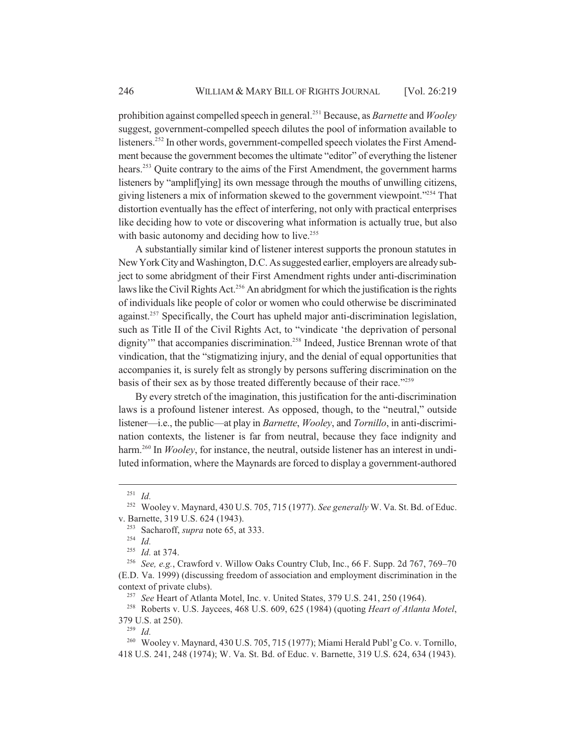prohibition against compelled speech in general.[251] Because, as *Barnette* and *Wooley* suggest, government-compelled speech dilutes the pool of information available to listeners.[252] In other words, government-compelled speech violates the First Amendment because the government becomes the ultimate "editor" of everything the listener hears.[253] Quite contrary to the aims of the First Amendment, the government harms listeners by "amplif[ying] its own message through the mouths of unwilling citizens, giving listeners a mix of information skewed to the government viewpoint."[254] That distortion eventually has the effect of interfering, not only with practical enterprises like deciding how to vote or discovering what information is actually true, but also with basic autonomy and deciding how to live.[255]

A substantially similar kind of listener interest supports the pronoun statutes in New York City and Washington, D.C. As suggested earlier, employers are already subject to some abridgment of their First Amendment rights under anti-discrimination laws like the Civil Rights Act.[256] An abridgment for which the justification is the rights of individuals like people of color or women who could otherwise be discriminated against.[257] Specifically, the Court has upheld major anti-discrimination legislation, such as Title II of the Civil Rights Act, to "vindicate 'the deprivation of personal dignity'" that accompanies discrimination.[258] Indeed, Justice Brennan wrote of that vindication, that the "stigmatizing injury, and the denial of equal opportunities that accompanies it, is surely felt as strongly by persons suffering discrimination on the basis of their sex as by those treated differently because of their race."[259]

By every stretch of the imagination, this justification for the anti-discrimination laws is a profound listener interest. As opposed, though, to the "neutral," outside listener—i.e., the public—at play in *Barnette*, *Wooley*, and *Tornillo*, in anti-discrimination contexts, the listener is far from neutral, because they face indignity and harm.[260] In *Wooley*, for instance, the neutral, outside listener has an interest in undiluted information, where the Maynards are forced to display a government-authored

---

[251] *Id.*

[252] Wooley v. Maynard, 430 U.S. 705, 715 (1977). *See generally* W. Va. St. Bd. of Educ. v. Barnette, 319 U.S. 624 (1943).

[253] Sacharoff, *supra* note 65, at 333.

[254] *Id.*

[255] *Id.* at 374.

[256] *See, e.g.*, Crawford v. Willow Oaks Country Club, Inc., 66 F. Supp. 2d 767, 769–70 (E.D. Va. 1999) (discussing freedom of association and employment discrimination in the context of private clubs).

[257] *See* Heart of Atlanta Motel, Inc. v. United States, 379 U.S. 241, 250 (1964).

[258] Roberts v. U.S. Jaycees, 468 U.S. 609, 625 (1984) (quoting *Heart of Atlanta Motel*, 379 U.S. at 250).

[259] *Id.*

[260] Wooley v. Maynard, 430 U.S. 705, 715 (1977); Miami Herald Publ'g Co. v. Tornillo, 418 U.S. 241, 248 (1974); W. Va. St. Bd. of Educ. v. Barnette, 319 U.S. 624, 634 (1943).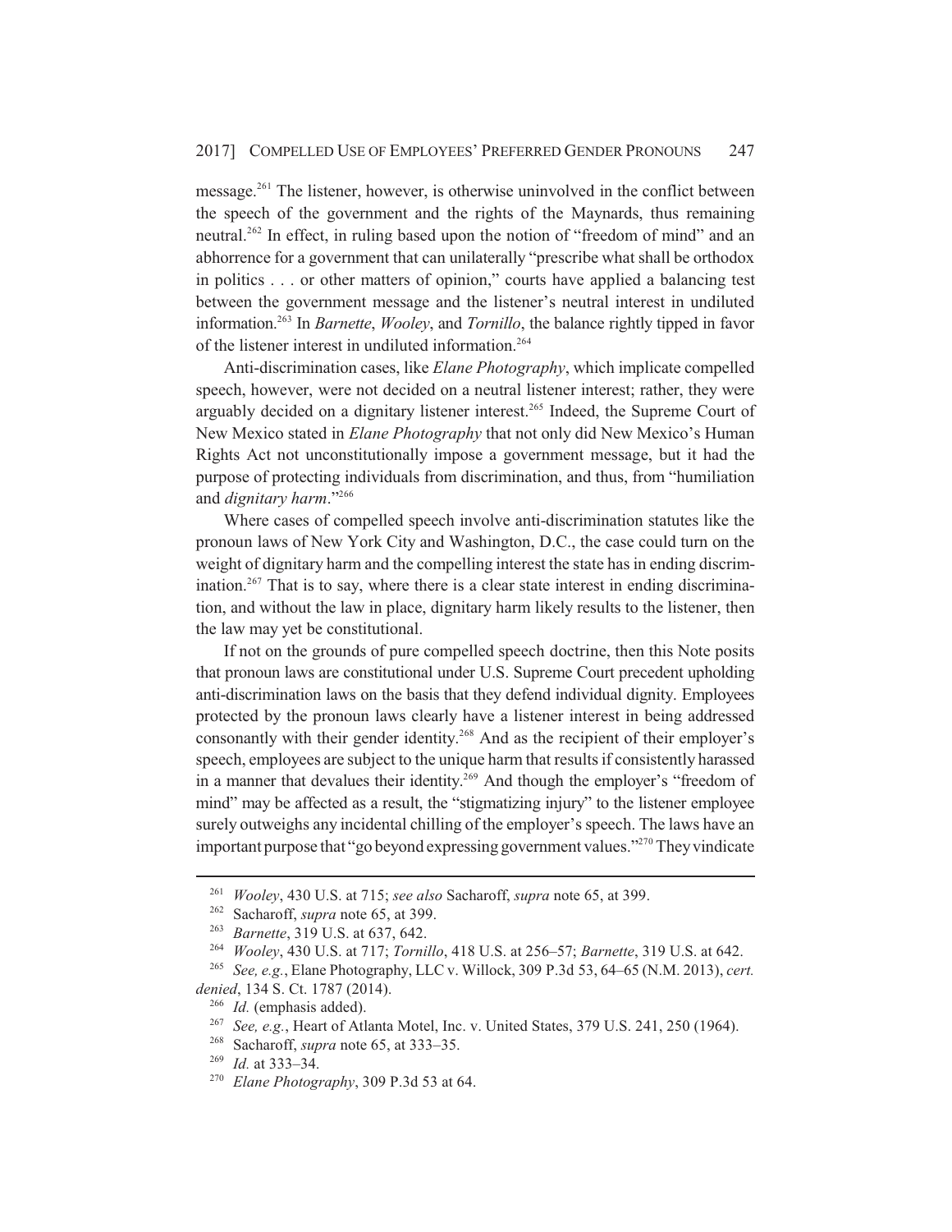message.[261] The listener, however, is otherwise uninvolved in the conflict between the speech of the government and the rights of the Maynards, thus remaining neutral.[262] In effect, in ruling based upon the notion of "freedom of mind" and an abhorrence for a government that can unilaterally "prescribe what shall be orthodox in politics . . . or other matters of opinion," courts have applied a balancing test between the government message and the listener's neutral interest in undiluted information.[263] In *Barnette*, *Wooley*, and *Tornillo*, the balance rightly tipped in favor of the listener interest in undiluted information.[264]

Anti-discrimination cases, like *Elane Photography*, which implicate compelled speech, however, were not decided on a neutral listener interest; rather, they were arguably decided on a dignitary listener interest.[265] Indeed, the Supreme Court of New Mexico stated in *Elane Photography* that not only did New Mexico's Human Rights Act not unconstitutionally impose a government message, but it had the purpose of protecting individuals from discrimination, and thus, from "humiliation and *dignitary harm*."[266]

Where cases of compelled speech involve anti-discrimination statutes like the pronoun laws of New York City and Washington, D.C., the case could turn on the weight of dignitary harm and the compelling interest the state has in ending discrimination.[267] That is to say, where there is a clear state interest in ending discrimination, and without the law in place, dignitary harm likely results to the listener, then the law may yet be constitutional.

If not on the grounds of pure compelled speech doctrine, then this Note posits that pronoun laws are constitutional under U.S. Supreme Court precedent upholding anti-discrimination laws on the basis that they defend individual dignity. Employees protected by the pronoun laws clearly have a listener interest in being addressed consonantly with their gender identity.[268] And as the recipient of their employer's speech, employees are subject to the unique harm that results if consistently harassed in a manner that devalues their identity.[269] And though the employer's "freedom of mind" may be affected as a result, the "stigmatizing injury" to the listener employee surely outweighs any incidental chilling of the employer's speech. The laws have an important purpose that "go beyond expressing government values."[270] They vindicate

---

[261] *Wooley*, 430 U.S. at 715; *see also* Sacharoff, *supra* note 65, at 399.

[262] Sacharoff, *supra* note 65, at 399.

[263] *Barnette*, 319 U.S. at 637, 642.

[264] *Wooley*, 430 U.S. at 717; *Tornillo*, 418 U.S. at 256–57; *Barnette*, 319 U.S. at 642.

[265] *See, e.g.*, Elane Photography, LLC v. Willock, 309 P.3d 53, 64–65 (N.M. 2013), *cert. denied*, 134 S. Ct. 1787 (2014).

[266] *Id.* (emphasis added).

[267] *See, e.g.*, Heart of Atlanta Motel, Inc. v. United States, 379 U.S. 241, 250 (1964).

[268] Sacharoff, *supra* note 65, at 333–35.

[269] *Id.* at 333–34.

[270] *Elane Photography*, 309 P.3d 53 at 64.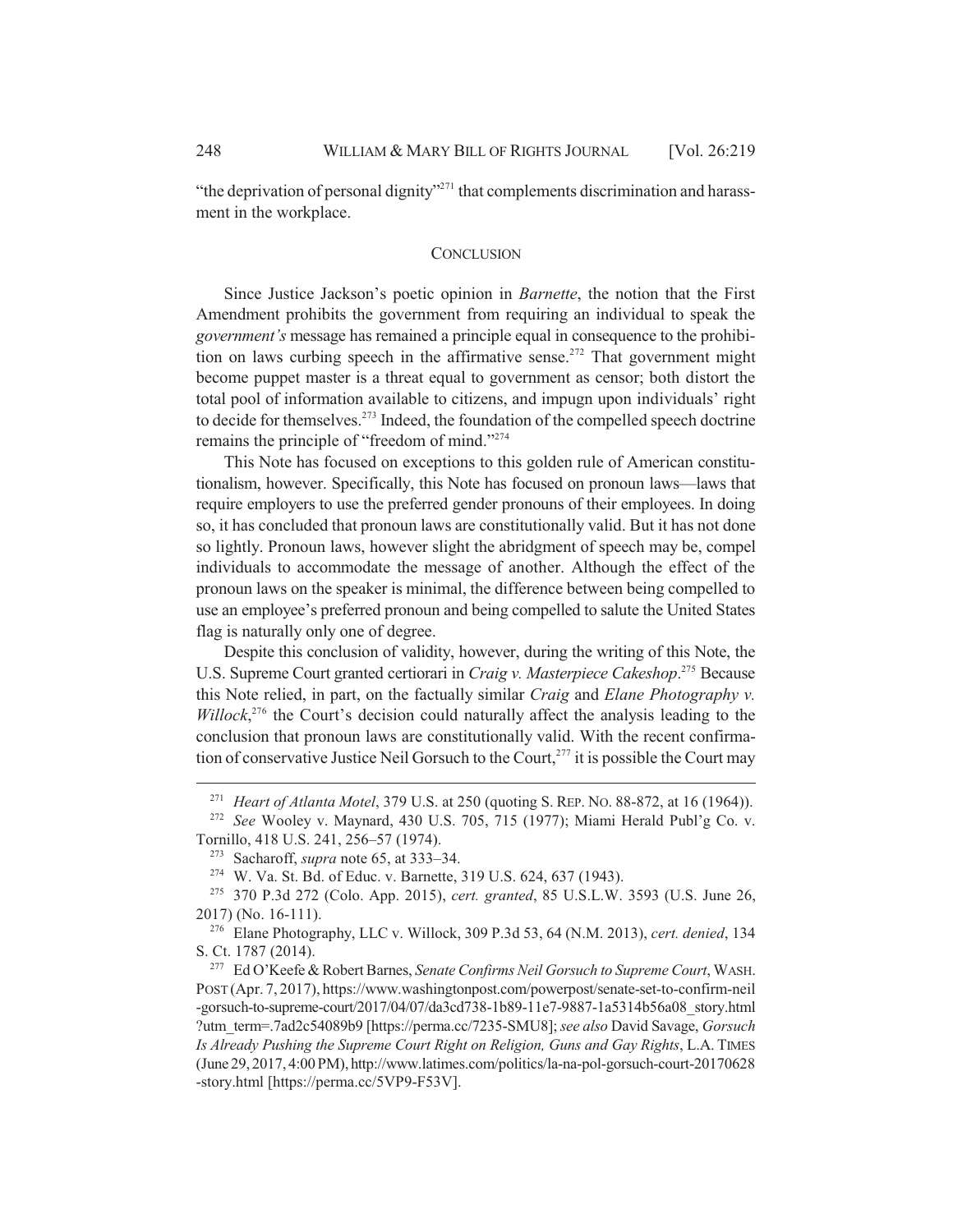"the deprivation of personal dignity"[271] that complements discrimination and harassment in the workplace.

## CONCLUSION

Since Justice Jackson's poetic opinion in *Barnette*, the notion that the First Amendment prohibits the government from requiring an individual to speak the *government's* message has remained a principle equal in consequence to the prohibition on laws curbing speech in the affirmative sense.[272] That government might become puppet master is a threat equal to government as censor; both distort the total pool of information available to citizens, and impugn upon individuals' right to decide for themselves.[273] Indeed, the foundation of the compelled speech doctrine remains the principle of "freedom of mind."[274]

This Note has focused on exceptions to this golden rule of American constitutionalism, however. Specifically, this Note has focused on pronoun laws—laws that require employers to use the preferred gender pronouns of their employees. In doing so, it has concluded that pronoun laws are constitutionally valid. But it has not done so lightly. Pronoun laws, however slight the abridgment of speech may be, compel individuals to accommodate the message of another. Although the effect of the pronoun laws on the speaker is minimal, the difference between being compelled to use an employee's preferred pronoun and being compelled to salute the United States flag is naturally only one of degree.

Despite this conclusion of validity, however, during the writing of this Note, the U.S. Supreme Court granted certiorari in *Craig v. Masterpiece Cakeshop*.[275] Because this Note relied, in part, on the factually similar *Craig* and *Elane Photography v. Willock*,[276] the Court's decision could naturally affect the analysis leading to the conclusion that pronoun laws are constitutionally valid. With the recent confirmation of conservative Justice Neil Gorsuch to the Court,[277] it is possible the Court may

---

[271] *Heart of Atlanta Motel*, 379 U.S. at 250 (quoting S. REP. NO. 88-872, at 16 (1964)).

[272] *See* Wooley v. Maynard, 430 U.S. 705, 715 (1977); Miami Herald Publ'g Co. v. Tornillo, 418 U.S. 241, 256–57 (1974).

[273] Sacharoff, *supra* note 65, at 333–34.

[274] W. Va. St. Bd. of Educ. v. Barnette, 319 U.S. 624, 637 (1943).

[275] 370 P.3d 272 (Colo. App. 2015), *cert. granted*, 85 U.S.L.W. 3593 (U.S. June 26, 2017) (No. 16-111).

[276] Elane Photography, LLC v. Willock, 309 P.3d 53, 64 (N.M. 2013), *cert. denied*, 134 S. Ct. 1787 (2014).

[277] Ed O'Keefe & Robert Barnes, *Senate Confirms Neil Gorsuch to Supreme Court*, WASH. POST (Apr. 7, 2017), https://www.washingtonpost.com/powerpost/senate-set-to-confirm-neil-gorsuch-to-supreme-court/2017/04/07/da3cd738-1b89-11e7-9887-1a5314b56a08_story.html?utm_term=.7ad2c54089b9 [https://perma.cc/7235-SMU8]; *see also* David Savage, *Gorsuch Is Already Pushing the Supreme Court Right on Religion, Guns and Gay Rights*, L.A. TIMES (June 29, 2017, 4:00 PM), http://www.latimes.com/politics/la-na-pol-gorsuch-court-20170628-story.html [https://perma.cc/5VP9-F53V].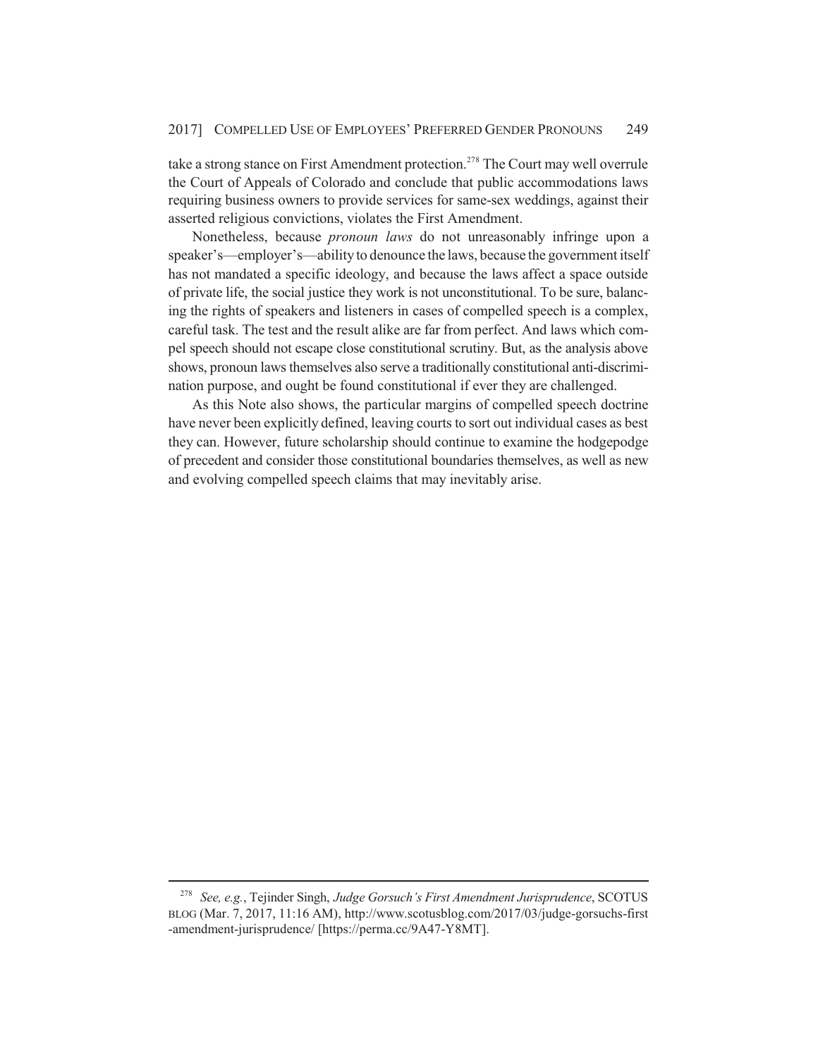take a strong stance on First Amendment protection.[278] The Court may well overrule the Court of Appeals of Colorado and conclude that public accommodations laws requiring business owners to provide services for same-sex weddings, against their asserted religious convictions, violates the First Amendment.

Nonetheless, because *pronoun laws* do not unreasonably infringe upon a speaker's—employer's—ability to denounce the laws, because the government itself has not mandated a specific ideology, and because the laws affect a space outside of private life, the social justice they work is not unconstitutional. To be sure, balancing the rights of speakers and listeners in cases of compelled speech is a complex, careful task. The test and the result alike are far from perfect. And laws which compel speech should not escape close constitutional scrutiny. But, as the analysis above shows, pronoun laws themselves also serve a traditionally constitutional anti-discrimination purpose, and ought be found constitutional if ever they are challenged.

As this Note also shows, the particular margins of compelled speech doctrine have never been explicitly defined, leaving courts to sort out individual cases as best they can. However, future scholarship should continue to examine the hodgepodge of precedent and consider those constitutional boundaries themselves, as well as new and evolving compelled speech claims that may inevitably arise.

---

[278] *See, e.g.*, Tejinder Singh, *Judge Gorsuch's First Amendment Jurisprudence*, SCOTUS BLOG (Mar. 7, 2017, 11:16 AM), http://www.scotusblog.com/2017/03/judge-gorsuchs-first-amendment-jurisprudence/ [https://perma.cc/9A47-Y8MT].